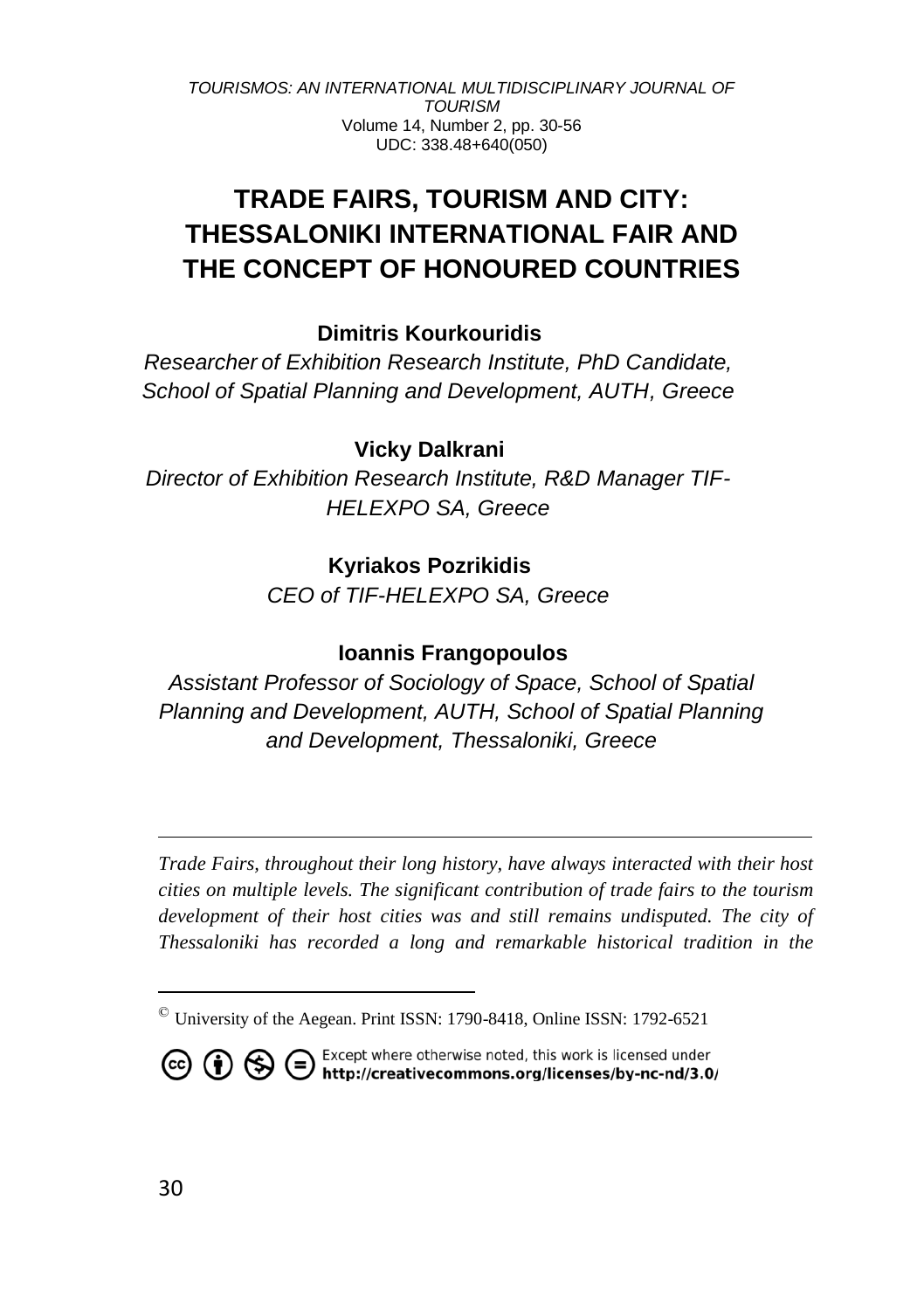# TRADE FAIRS, TOURISM AND CITY: THESSALONIKI INTERNATIONAL FAIR AND THE CONCEPT OF HONOURED COUNTRIES

**Dimitris Kourkouridis**

*Researcher of Exhibition Research Institute, PhD Candidate, School of Spatial Planning and Development, AUTH, Greece*

**Vicky Dalkrani**

*Director of Exhibition Research Institute, R&D Manager TIF-HELEXPO SA, Greece*

**Kyriakos Pozrikidis**

*CEO of TIF-HELEXPO SA, Greece*

**Ioannis Frangopoulos**

*Assistant Professor of Sociology of Space, School of Spatial Planning and Development, AUTH, School of Spatial Planning and Development, Thessaloniki, Greece*

---

*Trade Fairs, throughout their long history, have always interacted with their host cities on multiple levels. The significant contribution of trade fairs to the tourism development of their host cities was and still remains undisputed. The city of Thessaloniki has recorded a long and remarkable historical tradition in the*

---

© University of the Aegean. Print ISSN: 1790-8418, Online ISSN: 1792-6521

Except where otherwise noted, this work is licensed under http://creativecommons.org/licenses/by-nc-nd/3.0/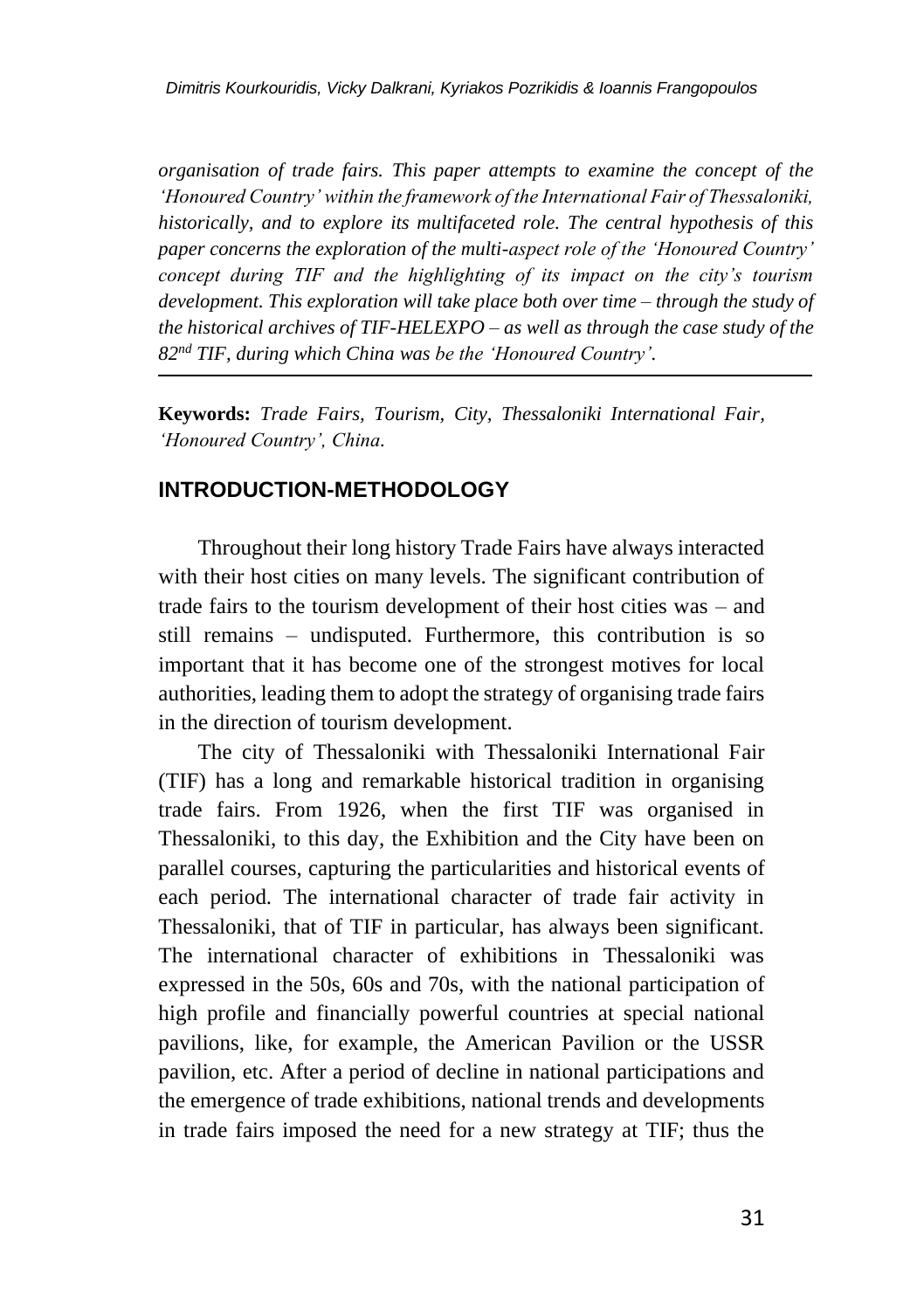*organisation of trade fairs. This paper attempts to examine the concept of the 'Honoured Country' within the framework of the International Fair of Thessaloniki, historically, and to explore its multifaceted role. The central hypothesis of this paper concerns the exploration of the multi-aspect role of the 'Honoured Country' concept during TIF and the highlighting of its impact on the city's tourism development. This exploration will take place both over time – through the study of the historical archives of TIF-HELEXPO – as well as through the case study of the 82nd TIF, during which China was be the 'Honoured Country'.*

**Keywords:** *Trade Fairs, Tourism, City, Thessaloniki International Fair, 'Honoured Country', China.*

## INTRODUCTION-METHODOLOGY

Throughout their long history Trade Fairs have always interacted with their host cities on many levels. The significant contribution of trade fairs to the tourism development of their host cities was – and still remains – undisputed. Furthermore, this contribution is so important that it has become one of the strongest motives for local authorities, leading them to adopt the strategy of organising trade fairs in the direction of tourism development.

The city of Thessaloniki with Thessaloniki International Fair (TIF) has a long and remarkable historical tradition in organising trade fairs. From 1926, when the first TIF was organised in Thessaloniki, to this day, the Exhibition and the City have been on parallel courses, capturing the particularities and historical events of each period. The international character of trade fair activity in Thessaloniki, that of TIF in particular, has always been significant. The international character of exhibitions in Thessaloniki was expressed in the 50s, 60s and 70s, with the national participation of high profile and financially powerful countries at special national pavilions, like, for example, the American Pavilion or the USSR pavilion, etc. After a period of decline in national participations and the emergence of trade exhibitions, national trends and developments in trade fairs imposed the need for a new strategy at TIF; thus the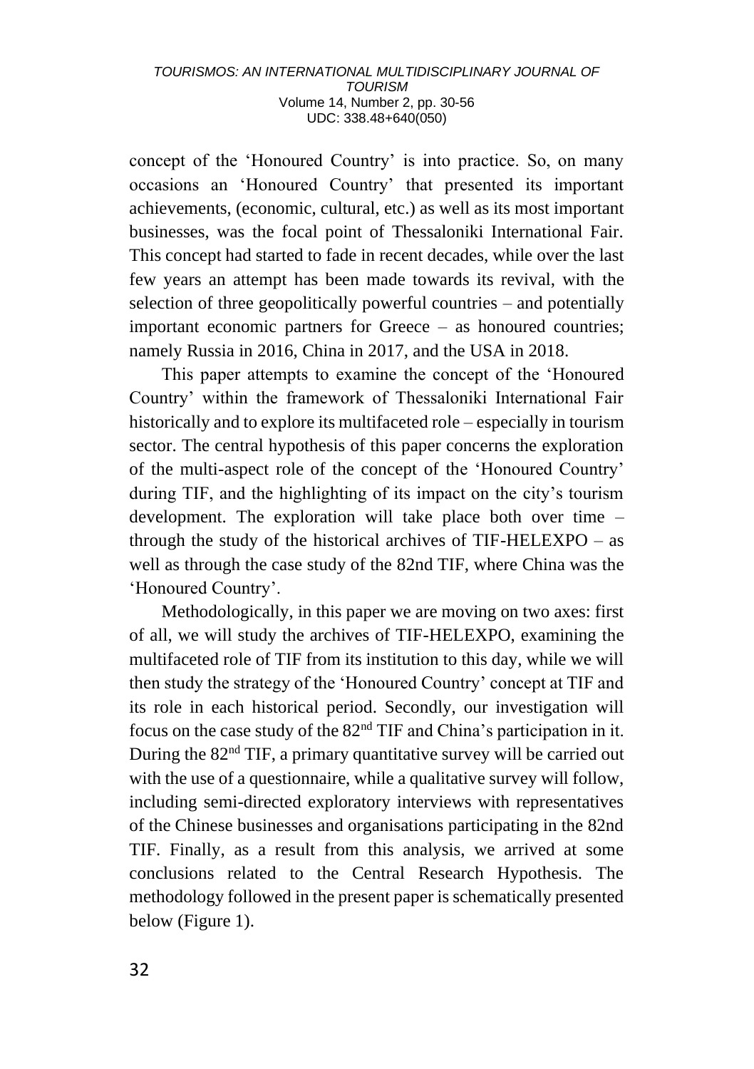concept of the 'Honoured Country' is into practice. So, on many occasions an 'Honoured Country' that presented its important achievements, (economic, cultural, etc.) as well as its most important businesses, was the focal point of Thessaloniki International Fair. This concept had started to fade in recent decades, while over the last few years an attempt has been made towards its revival, with the selection of three geopolitically powerful countries – and potentially important economic partners for Greece – as honoured countries; namely Russia in 2016, China in 2017, and the USA in 2018.

This paper attempts to examine the concept of the 'Honoured Country' within the framework of Thessaloniki International Fair historically and to explore its multifaceted role – especially in tourism sector. The central hypothesis of this paper concerns the exploration of the multi-aspect role of the concept of the 'Honoured Country' during TIF, and the highlighting of its impact on the city's tourism development. The exploration will take place both over time – through the study of the historical archives of TIF-HELEXPO – as well as through the case study of the 82nd TIF, where China was the 'Honoured Country'.

Methodologically, in this paper we are moving on two axes: first of all, we will study the archives of TIF-HELEXPO, examining the multifaceted role of TIF from its institution to this day, while we will then study the strategy of the 'Honoured Country' concept at TIF and its role in each historical period. Secondly, our investigation will focus on the case study of the 82nd TIF and China's participation in it. During the 82nd TIF, a primary quantitative survey will be carried out with the use of a questionnaire, while a qualitative survey will follow, including semi-directed exploratory interviews with representatives of the Chinese businesses and organisations participating in the 82nd TIF. Finally, as a result from this analysis, we arrived at some conclusions related to the Central Research Hypothesis. The methodology followed in the present paper is schematically presented below (Figure 1).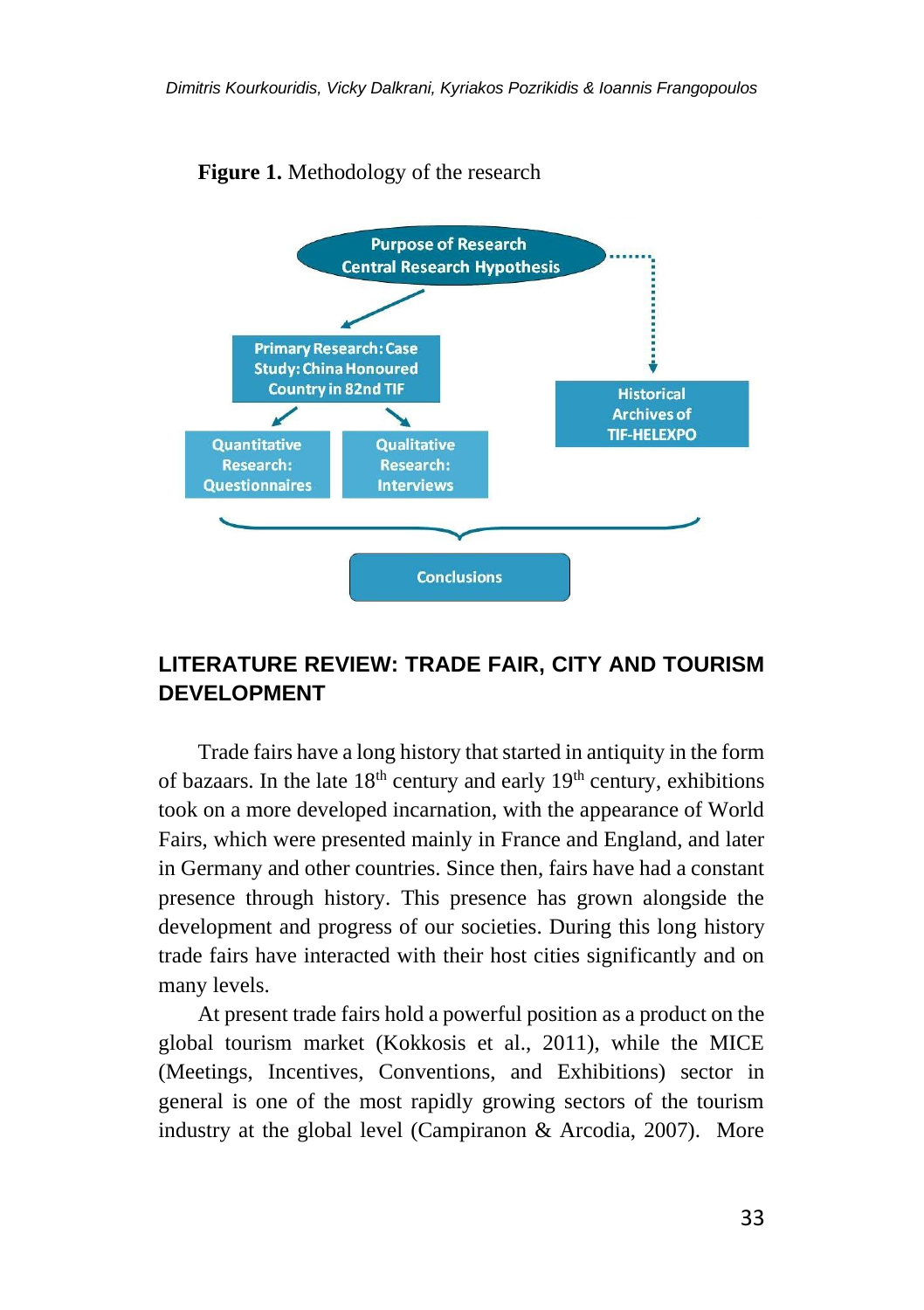**Figure 1.** Methodology of the research

Purpose of Research
Central Research Hypothesis

Primary Research: Case Study: China Honoured Country in 82nd TIF

Quantitative Research: Questionnaires

Qualitative Research: Interviews

Historical Archives of TIF-HELEXPO

Conclusions

## LITERATURE REVIEW: TRADE FAIR, CITY AND TOURISM DEVELOPMENT

Trade fairs have a long history that started in antiquity in the form of bazaars. In the late 18$^{th}$ century and early 19$^{th}$ century, exhibitions took on a more developed incarnation, with the appearance of World Fairs, which were presented mainly in France and England, and later in Germany and other countries. Since then, fairs have had a constant presence through history. This presence has grown alongside the development and progress of our societies. During this long history trade fairs have interacted with their host cities significantly and on many levels.

At present trade fairs hold a powerful position as a product on the global tourism market (Kokkosis et al., 2011), while the MICE (Meetings, Incentives, Conventions, and Exhibitions) sector in general is one of the most rapidly growing sectors of the tourism industry at the global level (Campiranon & Arcodia, 2007). More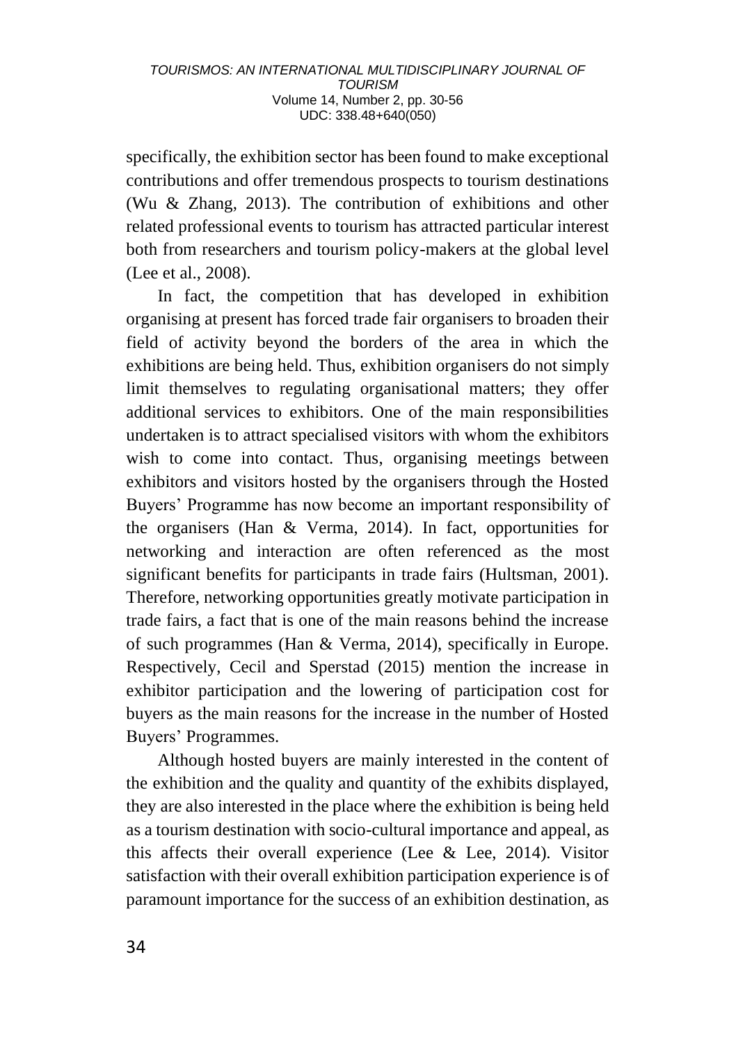specifically, the exhibition sector has been found to make exceptional contributions and offer tremendous prospects to tourism destinations (Wu & Zhang, 2013). The contribution of exhibitions and other related professional events to tourism has attracted particular interest both from researchers and tourism policy-makers at the global level (Lee et al., 2008).

In fact, the competition that has developed in exhibition organising at present has forced trade fair organisers to broaden their field of activity beyond the borders of the area in which the exhibitions are being held. Thus, exhibition organisers do not simply limit themselves to regulating organisational matters; they offer additional services to exhibitors. One of the main responsibilities undertaken is to attract specialised visitors with whom the exhibitors wish to come into contact. Thus, organising meetings between exhibitors and visitors hosted by the organisers through the Hosted Buyers' Programme has now become an important responsibility of the organisers (Han & Verma, 2014). In fact, opportunities for networking and interaction are often referenced as the most significant benefits for participants in trade fairs (Hultsman, 2001). Therefore, networking opportunities greatly motivate participation in trade fairs, a fact that is one of the main reasons behind the increase of such programmes (Han & Verma, 2014), specifically in Europe. Respectively, Cecil and Sperstad (2015) mention the increase in exhibitor participation and the lowering of participation cost for buyers as the main reasons for the increase in the number of Hosted Buyers' Programmes.

Although hosted buyers are mainly interested in the content of the exhibition and the quality and quantity of the exhibits displayed, they are also interested in the place where the exhibition is being held as a tourism destination with socio-cultural importance and appeal, as this affects their overall experience (Lee & Lee, 2014). Visitor satisfaction with their overall exhibition participation experience is of paramount importance for the success of an exhibition destination, as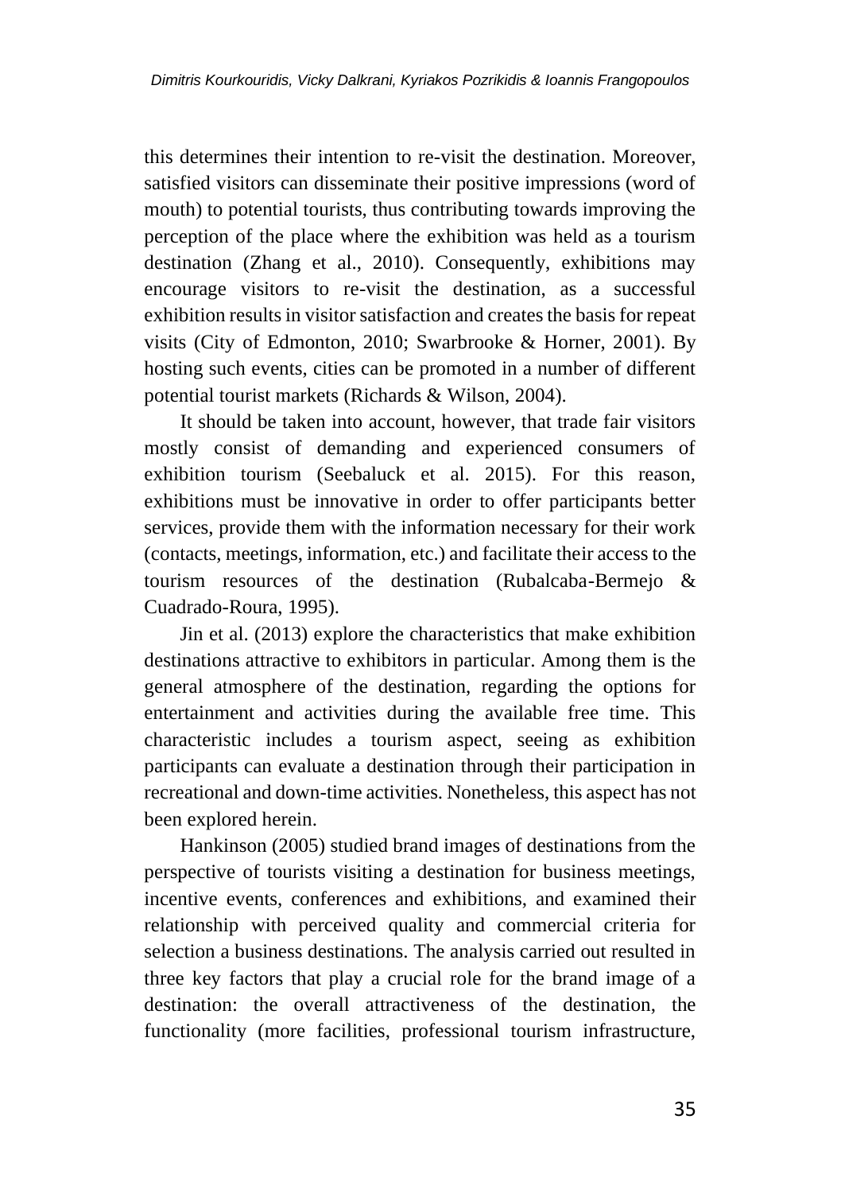this determines their intention to re-visit the destination. Moreover, satisfied visitors can disseminate their positive impressions (word of mouth) to potential tourists, thus contributing towards improving the perception of the place where the exhibition was held as a tourism destination (Zhang et al., 2010). Consequently, exhibitions may encourage visitors to re-visit the destination, as a successful exhibition results in visitor satisfaction and creates the basis for repeat visits (City of Edmonton, 2010; Swarbrooke & Horner, 2001). By hosting such events, cities can be promoted in a number of different potential tourist markets (Richards & Wilson, 2004).

It should be taken into account, however, that trade fair visitors mostly consist of demanding and experienced consumers of exhibition tourism (Seebaluck et al. 2015). For this reason, exhibitions must be innovative in order to offer participants better services, provide them with the information necessary for their work (contacts, meetings, information, etc.) and facilitate their access to the tourism resources of the destination (Rubalcaba-Bermejo & Cuadrado-Roura, 1995).

Jin et al. (2013) explore the characteristics that make exhibition destinations attractive to exhibitors in particular. Among them is the general atmosphere of the destination, regarding the options for entertainment and activities during the available free time. This characteristic includes a tourism aspect, seeing as exhibition participants can evaluate a destination through their participation in recreational and down-time activities. Nonetheless, this aspect has not been explored herein.

Hankinson (2005) studied brand images of destinations from the perspective of tourists visiting a destination for business meetings, incentive events, conferences and exhibitions, and examined their relationship with perceived quality and commercial criteria for selection a business destinations. The analysis carried out resulted in three key factors that play a crucial role for the brand image of a destination: the overall attractiveness of the destination, the functionality (more facilities, professional tourism infrastructure,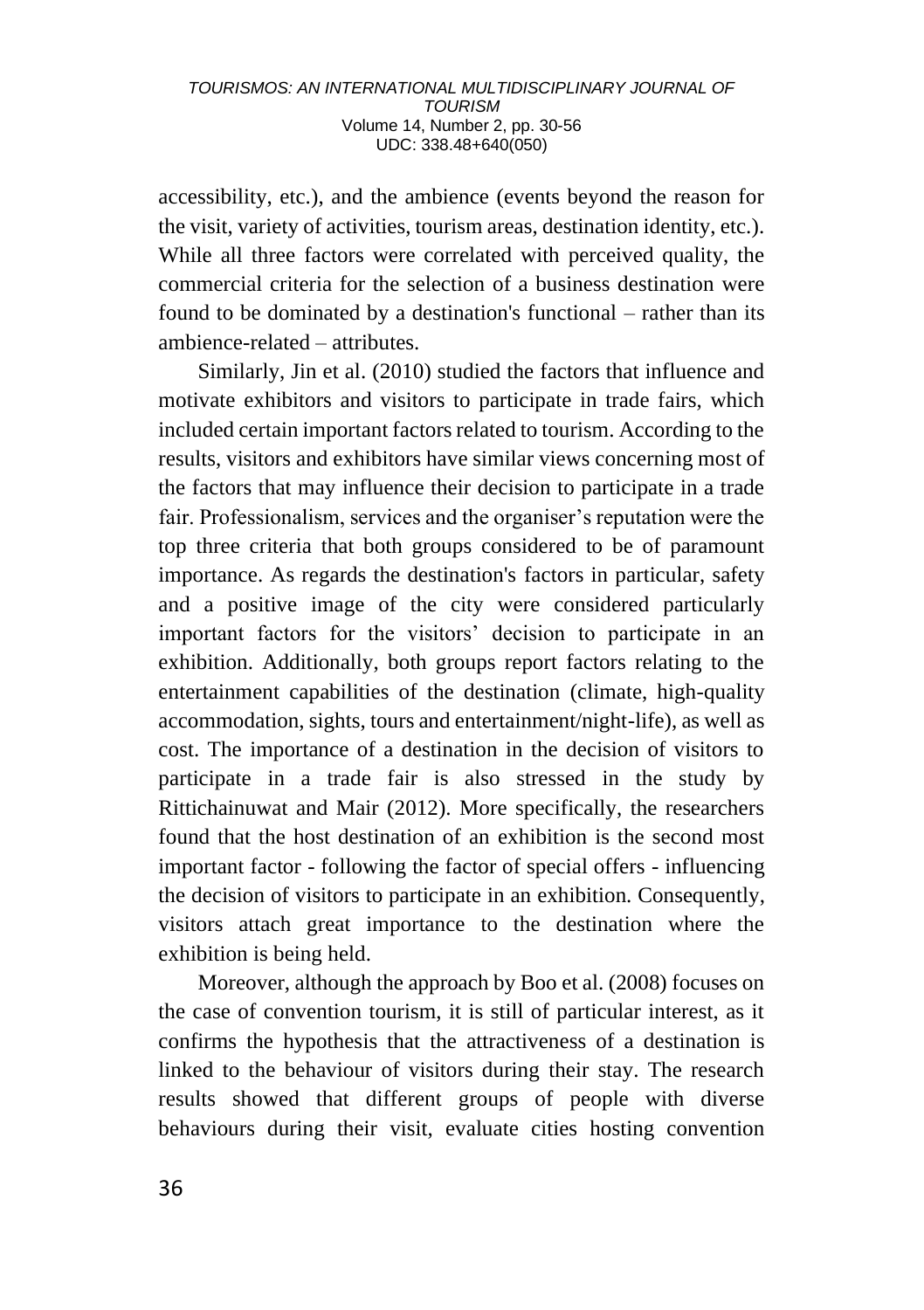accessibility, etc.), and the ambience (events beyond the reason for the visit, variety of activities, tourism areas, destination identity, etc.). While all three factors were correlated with perceived quality, the commercial criteria for the selection of a business destination were found to be dominated by a destination's functional – rather than its ambience-related – attributes.

Similarly, Jin et al. (2010) studied the factors that influence and motivate exhibitors and visitors to participate in trade fairs, which included certain important factors related to tourism. According to the results, visitors and exhibitors have similar views concerning most of the factors that may influence their decision to participate in a trade fair. Professionalism, services and the organiser's reputation were the top three criteria that both groups considered to be of paramount importance. As regards the destination's factors in particular, safety and a positive image of the city were considered particularly important factors for the visitors' decision to participate in an exhibition. Additionally, both groups report factors relating to the entertainment capabilities of the destination (climate, high-quality accommodation, sights, tours and entertainment/night-life), as well as cost. The importance of a destination in the decision of visitors to participate in a trade fair is also stressed in the study by Rittichainuwat and Mair (2012). More specifically, the researchers found that the host destination of an exhibition is the second most important factor - following the factor of special offers - influencing the decision of visitors to participate in an exhibition. Consequently, visitors attach great importance to the destination where the exhibition is being held.

Moreover, although the approach by Boo et al. (2008) focuses on the case of convention tourism, it is still of particular interest, as it confirms the hypothesis that the attractiveness of a destination is linked to the behaviour of visitors during their stay. The research results showed that different groups of people with diverse behaviours during their visit, evaluate cities hosting convention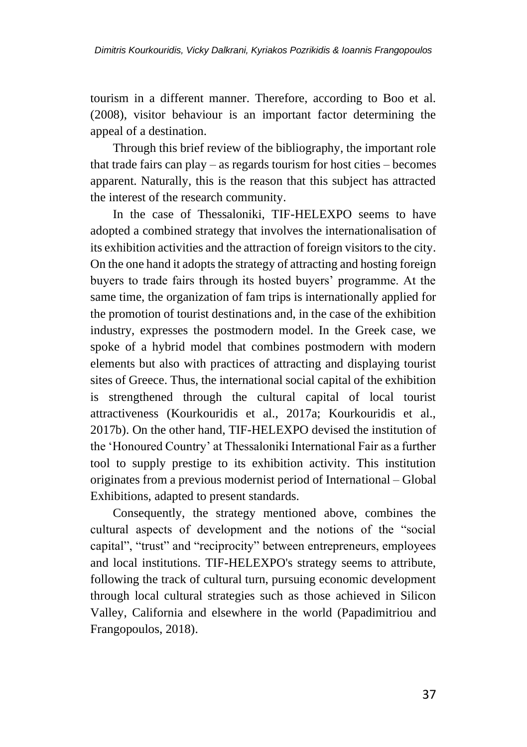tourism in a different manner. Therefore, according to Boo et al. (2008), visitor behaviour is an important factor determining the appeal of a destination.

Through this brief review of the bibliography, the important role that trade fairs can play – as regards tourism for host cities – becomes apparent. Naturally, this is the reason that this subject has attracted the interest of the research community.

In the case of Thessaloniki, TIF-HELEXPO seems to have adopted a combined strategy that involves the internationalisation of its exhibition activities and the attraction of foreign visitors to the city. On the one hand it adopts the strategy of attracting and hosting foreign buyers to trade fairs through its hosted buyers' programme. At the same time, the organization of fam trips is internationally applied for the promotion of tourist destinations and, in the case of the exhibition industry, expresses the postmodern model. In the Greek case, we spoke of a hybrid model that combines postmodern with modern elements but also with practices of attracting and displaying tourist sites of Greece. Thus, the international social capital of the exhibition is strengthened through the cultural capital of local tourist attractiveness (Kourkouridis et al., 2017a; Kourkouridis et al., 2017b). On the other hand, TIF-HELEXPO devised the institution of the 'Honoured Country' at Thessaloniki International Fair as a further tool to supply prestige to its exhibition activity. This institution originates from a previous modernist period of International – Global Exhibitions, adapted to present standards.

Consequently, the strategy mentioned above, combines the cultural aspects of development and the notions of the "social capital", "trust" and "reciprocity" between entrepreneurs, employees and local institutions. TIF-HELEXPO's strategy seems to attribute, following the track of cultural turn, pursuing economic development through local cultural strategies such as those achieved in Silicon Valley, California and elsewhere in the world (Papadimitriou and Frangopoulos, 2018).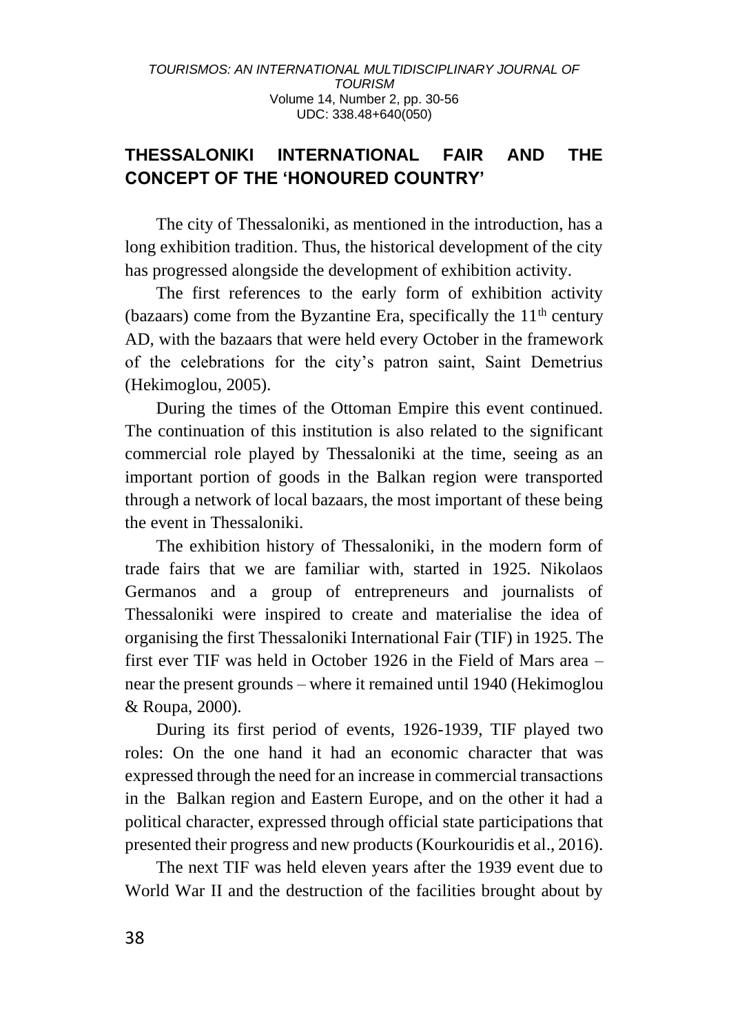## THESSALONIKI INTERNATIONAL FAIR AND THE CONCEPT OF THE 'HONOURED COUNTRY'

The city of Thessaloniki, as mentioned in the introduction, has a long exhibition tradition. Thus, the historical development of the city has progressed alongside the development of exhibition activity.

The first references to the early form of exhibition activity (bazaars) come from the Byzantine Era, specifically the 11th century AD, with the bazaars that were held every October in the framework of the celebrations for the city's patron saint, Saint Demetrius (Hekimoglou, 2005).

During the times of the Ottoman Empire this event continued. The continuation of this institution is also related to the significant commercial role played by Thessaloniki at the time, seeing as an important portion of goods in the Balkan region were transported through a network of local bazaars, the most important of these being the event in Thessaloniki.

The exhibition history of Thessaloniki, in the modern form of trade fairs that we are familiar with, started in 1925. Nikolaos Germanos and a group of entrepreneurs and journalists of Thessaloniki were inspired to create and materialise the idea of organising the first Thessaloniki International Fair (TIF) in 1925. The first ever TIF was held in October 1926 in the Field of Mars area – near the present grounds – where it remained until 1940 (Hekimoglou & Roupa, 2000).

During its first period of events, 1926-1939, TIF played two roles: On the one hand it had an economic character that was expressed through the need for an increase in commercial transactions in the Balkan region and Eastern Europe, and on the other it had a political character, expressed through official state participations that presented their progress and new products (Kourkouridis et al., 2016).

The next TIF was held eleven years after the 1939 event due to World War II and the destruction of the facilities brought about by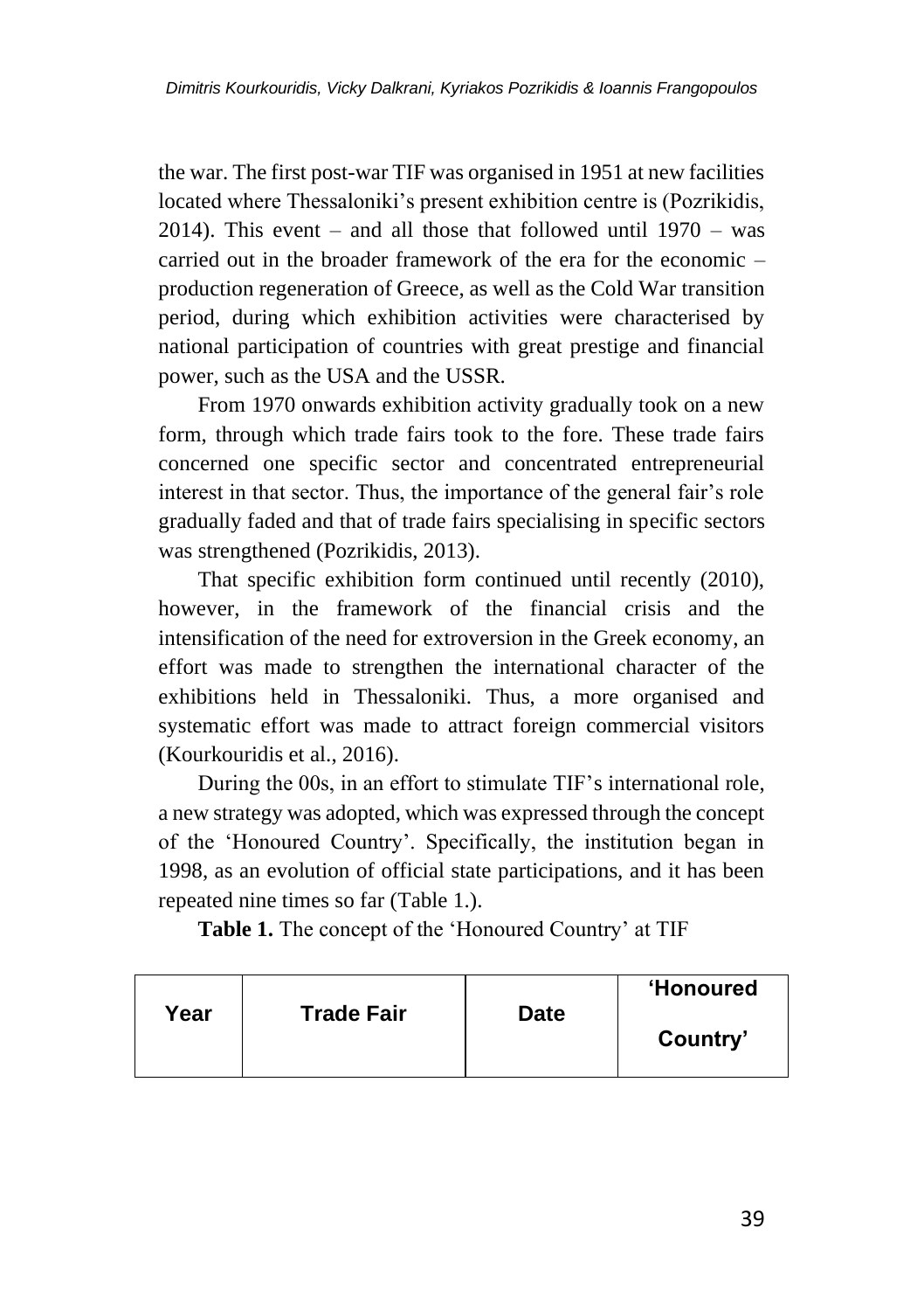the war. The first post-war TIF was organised in 1951 at new facilities located where Thessaloniki's present exhibition centre is (Pozrikidis, 2014). This event – and all those that followed until 1970 – was carried out in the broader framework of the era for the economic – production regeneration of Greece, as well as the Cold War transition period, during which exhibition activities were characterised by national participation of countries with great prestige and financial power, such as the USA and the USSR.

From 1970 onwards exhibition activity gradually took on a new form, through which trade fairs took to the fore. These trade fairs concerned one specific sector and concentrated entrepreneurial interest in that sector. Thus, the importance of the general fair's role gradually faded and that of trade fairs specialising in specific sectors was strengthened (Pozrikidis, 2013).

That specific exhibition form continued until recently (2010), however, in the framework of the financial crisis and the intensification of the need for extroversion in the Greek economy, an effort was made to strengthen the international character of the exhibitions held in Thessaloniki. Thus, a more organised and systematic effort was made to attract foreign commercial visitors (Kourkouridis et al., 2016).

During the 00s, in an effort to stimulate TIF's international role, a new strategy was adopted, which was expressed through the concept of the 'Honoured Country'. Specifically, the institution began in 1998, as an evolution of official state participations, and it has been repeated nine times so far (Table 1.).

**Table 1.** The concept of the 'Honoured Country' at TIF

| Year | Trade Fair | Date | 'Honoured Country' |
|---|---|---|---|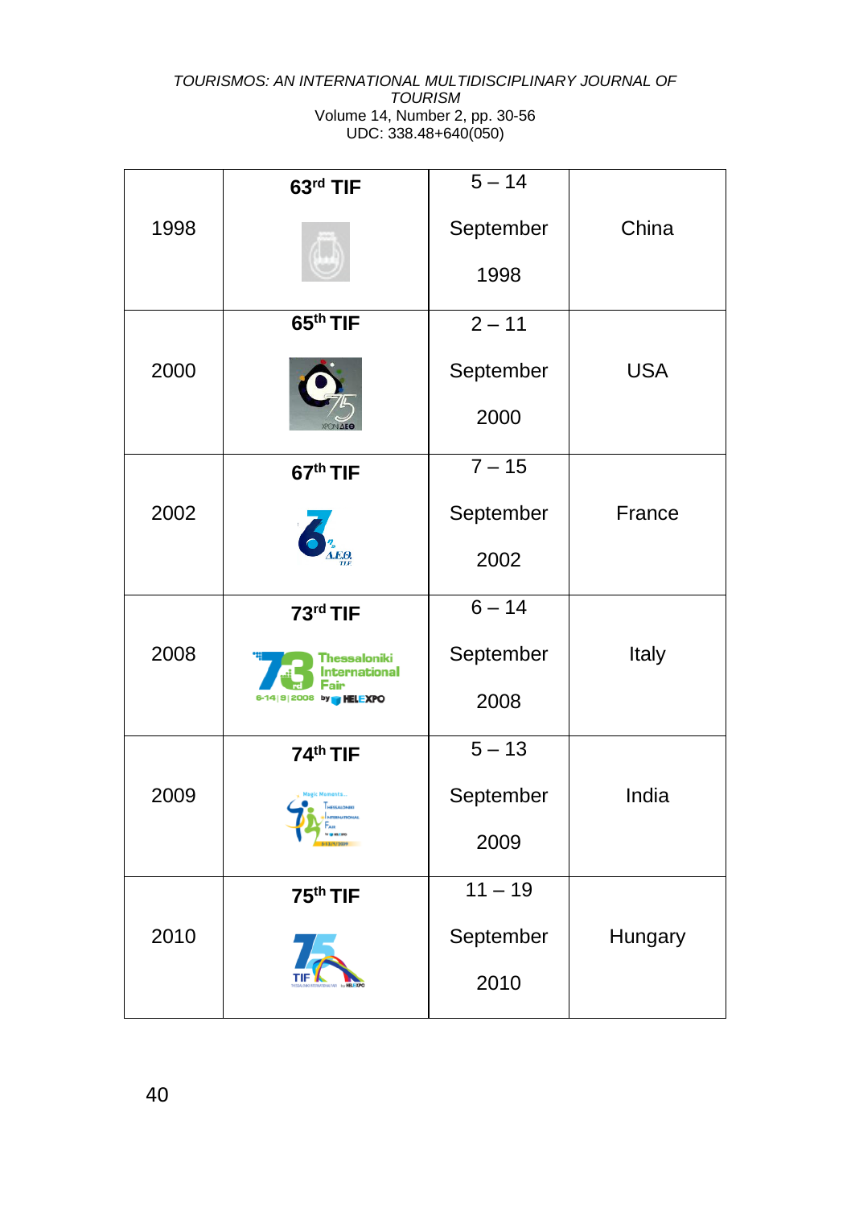| | | | |
|---|---|---|---|
| 1998 | 63rd TIF | 5 – 14 September 1998 | China |
| 2000 | 65th TIF | 2 – 11 September 2000 | USA |
| 2002 | 67th TIF | 7 – 15 September 2002 | France |
| 2008 | 73rd TIF | 6 – 14 September 2008 | Italy |
| 2009 | 74th TIF | 5 – 13 September 2009 | India |
| 2010 | 75th TIF | 11 – 19 September 2010 | Hungary |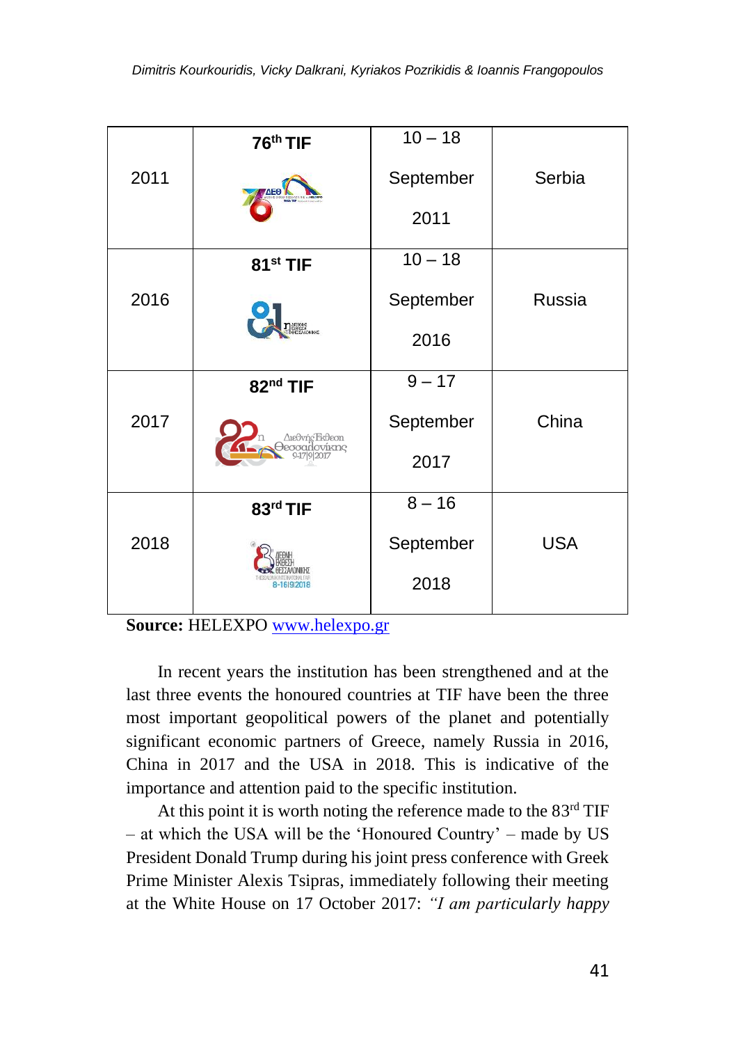| | | | |
|---|---|---|---|
| 2011 | 76th TIF | 10 – 18 September 2011 | Serbia |
| 2016 | 81st TIF | 10 – 18 September 2016 | Russia |
| 2017 | 82nd TIF | 9 – 17 September 2017 | China |
| 2018 | 83rd TIF | 8 – 16 September 2018 | USA |

**Source:** HELEXPO [www.helexpo.gr](http://www.helexpo.gr)

In recent years the institution has been strengthened and at the last three events the honoured countries at TIF have been the three most important geopolitical powers of the planet and potentially significant economic partners of Greece, namely Russia in 2016, China in 2017 and the USA in 2018. This is indicative of the importance and attention paid to the specific institution.

At this point it is worth noting the reference made to the 83rd TIF – at which the USA will be the 'Honoured Country' – made by US President Donald Trump during his joint press conference with Greek Prime Minister Alexis Tsipras, immediately following their meeting at the White House on 17 October 2017: *"I am particularly happy*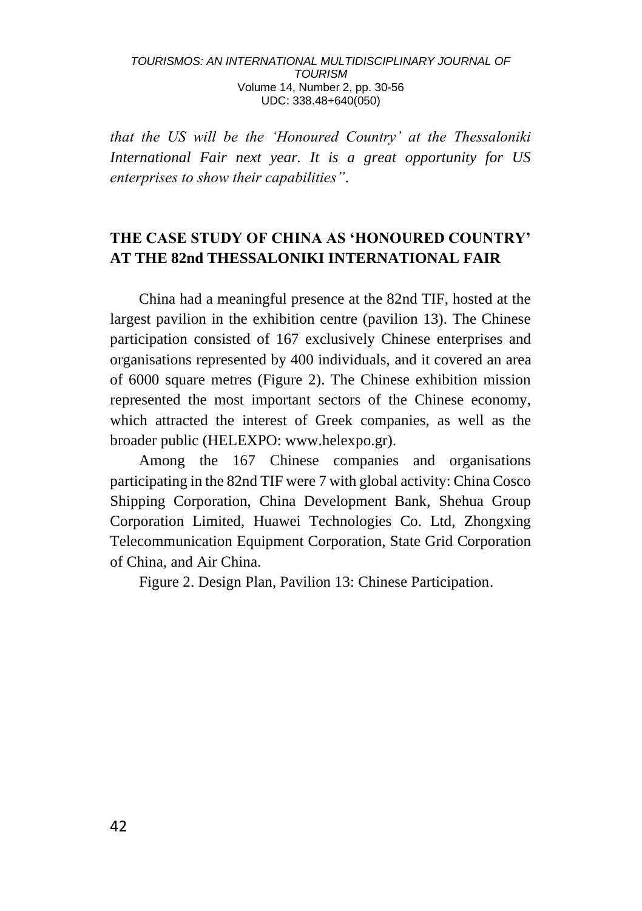*that the US will be the 'Honoured Country' at the Thessaloniki International Fair next year. It is a great opportunity for US enterprises to show their capabilities"*.

## THE CASE STUDY OF CHINA AS 'HONOURED COUNTRY' AT THE 82nd THESSALONIKI INTERNATIONAL FAIR

China had a meaningful presence at the 82nd TIF, hosted at the largest pavilion in the exhibition centre (pavilion 13). The Chinese participation consisted of 167 exclusively Chinese enterprises and organisations represented by 400 individuals, and it covered an area of 6000 square metres (Figure 2). The Chinese exhibition mission represented the most important sectors of the Chinese economy, which attracted the interest of Greek companies, as well as the broader public (HELEXPO: www.helexpo.gr).

Among the 167 Chinese companies and organisations participating in the 82nd TIF were 7 with global activity: China Cosco Shipping Corporation, China Development Bank, Shehua Group Corporation Limited, Huawei Technologies Co. Ltd, Zhongxing Telecommunication Equipment Corporation, State Grid Corporation of China, and Air China.

Figure 2. Design Plan, Pavilion 13: Chinese Participation.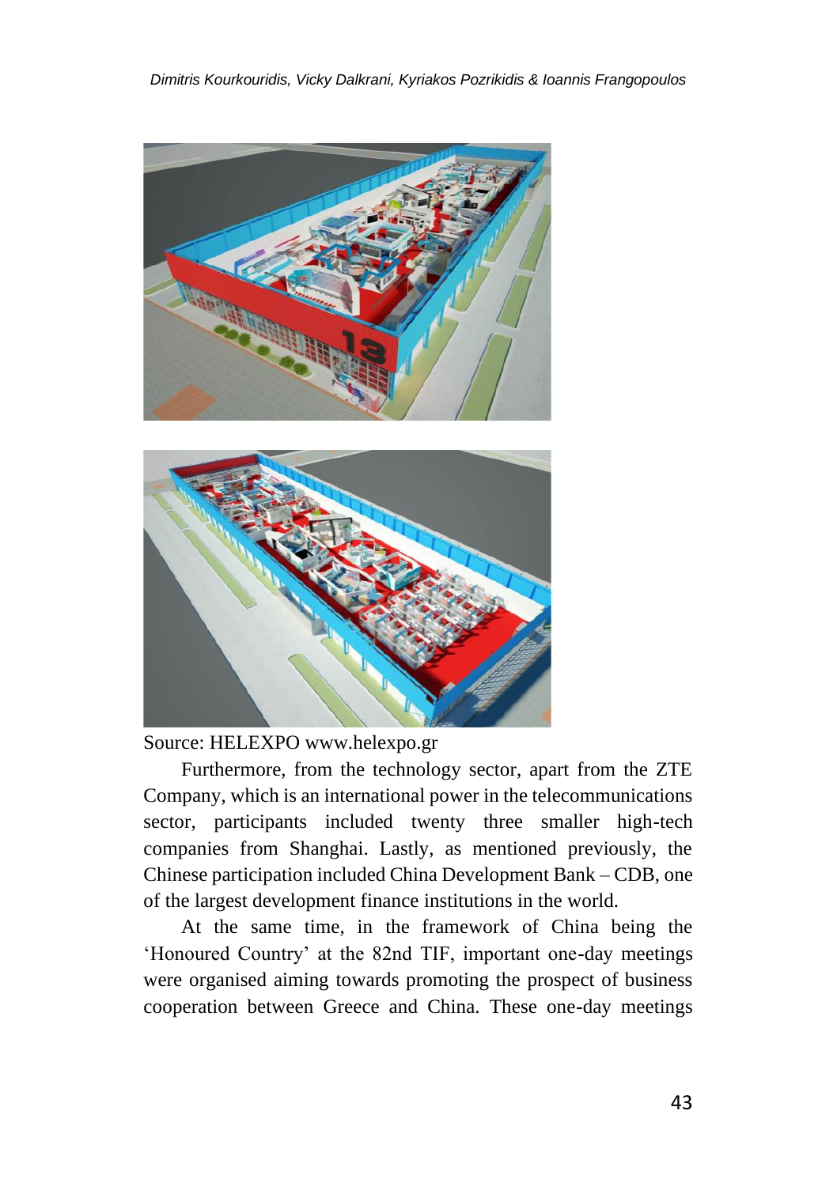Source: HELEXPO www.helexpo.gr

Furthermore, from the technology sector, apart from the ZTE Company, which is an international power in the telecommunications sector, participants included twenty three smaller high-tech companies from Shanghai. Lastly, as mentioned previously, the Chinese participation included China Development Bank – CDB, one of the largest development finance institutions in the world.

At the same time, in the framework of China being the 'Honoured Country' at the 82nd TIF, important one-day meetings were organised aiming towards promoting the prospect of business cooperation between Greece and China. These one-day meetings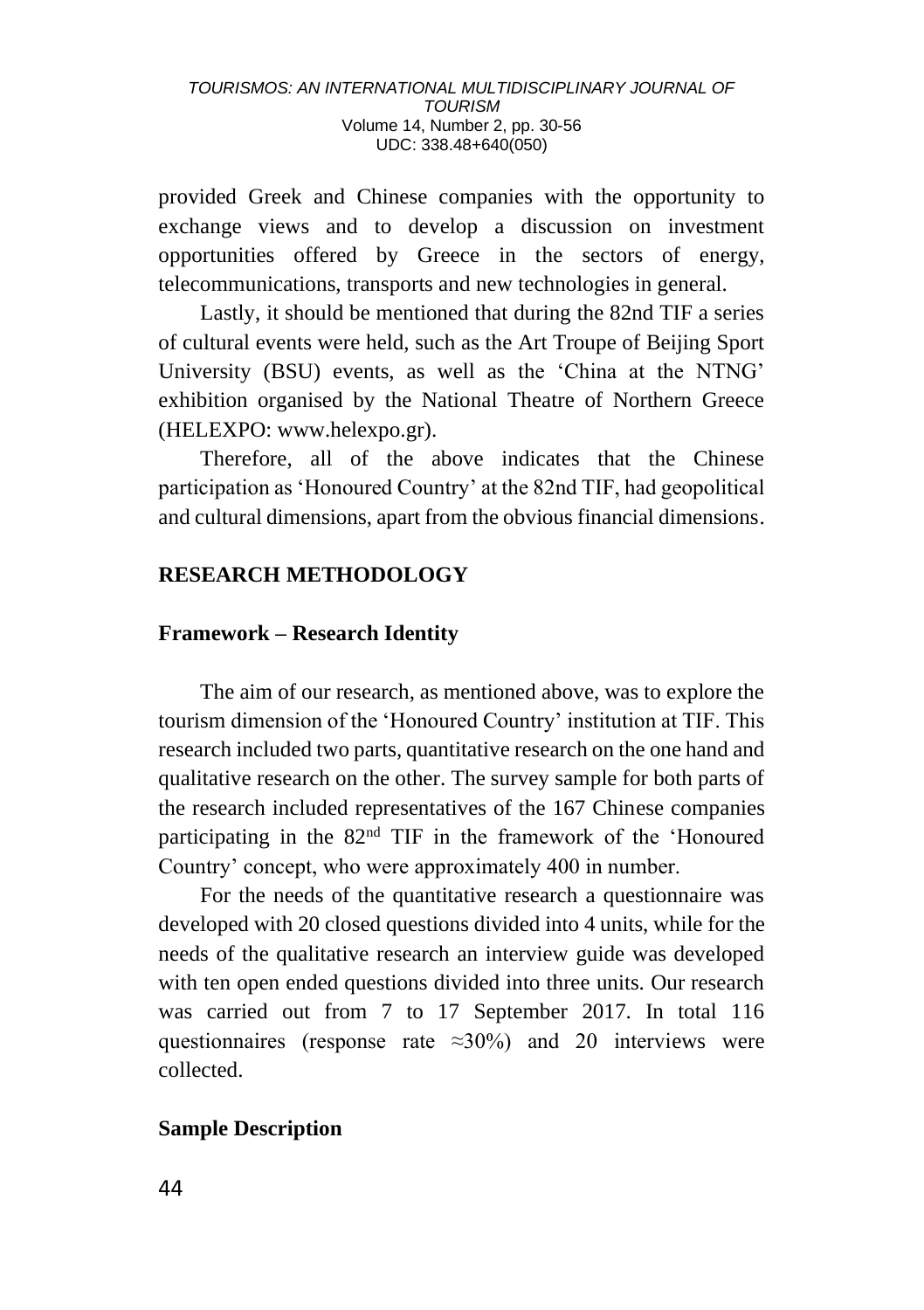provided Greek and Chinese companies with the opportunity to exchange views and to develop a discussion on investment opportunities offered by Greece in the sectors of energy, telecommunications, transports and new technologies in general.

Lastly, it should be mentioned that during the 82nd TIF a series of cultural events were held, such as the Art Troupe of Beijing Sport University (BSU) events, as well as the 'China at the NTNG' exhibition organised by the National Theatre of Northern Greece (HELEXPO: www.helexpo.gr).

Therefore, all of the above indicates that the Chinese participation as 'Honoured Country' at the 82nd TIF, had geopolitical and cultural dimensions, apart from the obvious financial dimensions.

## RESEARCH METHODOLOGY

### Framework – Research Identity

The aim of our research, as mentioned above, was to explore the tourism dimension of the 'Honoured Country' institution at TIF. This research included two parts, quantitative research on the one hand and qualitative research on the other. The survey sample for both parts of the research included representatives of the 167 Chinese companies participating in the 82nd TIF in the framework of the 'Honoured Country' concept, who were approximately 400 in number.

For the needs of the quantitative research a questionnaire was developed with 20 closed questions divided into 4 units, while for the needs of the qualitative research an interview guide was developed with ten open ended questions divided into three units. Our research was carried out from 7 to 17 September 2017. In total 116 questionnaires (response rate ≈30%) and 20 interviews were collected.

### Sample Description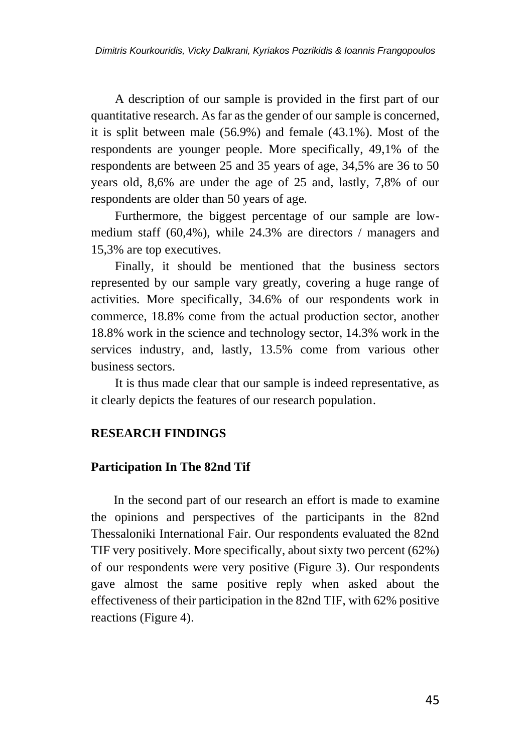A description of our sample is provided in the first part of our quantitative research. As far as the gender of our sample is concerned, it is split between male (56.9%) and female (43.1%). Most of the respondents are younger people. More specifically, 49,1% of the respondents are between 25 and 35 years of age, 34,5% are 36 to 50 years old, 8,6% are under the age of 25 and, lastly, 7,8% of our respondents are older than 50 years of age.

Furthermore, the biggest percentage of our sample are low-medium staff (60,4%), while 24.3% are directors / managers and 15,3% are top executives.

Finally, it should be mentioned that the business sectors represented by our sample vary greatly, covering a huge range of activities. More specifically, 34.6% of our respondents work in commerce, 18.8% come from the actual production sector, another 18.8% work in the science and technology sector, 14.3% work in the services industry, and, lastly, 13.5% come from various other business sectors.

It is thus made clear that our sample is indeed representative, as it clearly depicts the features of our research population.

## RESEARCH FINDINGS

### Participation In The 82nd Tif

In the second part of our research an effort is made to examine the opinions and perspectives of the participants in the 82nd Thessaloniki International Fair. Our respondents evaluated the 82nd TIF very positively. More specifically, about sixty two percent (62%) of our respondents were very positive (Figure 3). Our respondents gave almost the same positive reply when asked about the effectiveness of their participation in the 82nd TIF, with 62% positive reactions (Figure 4).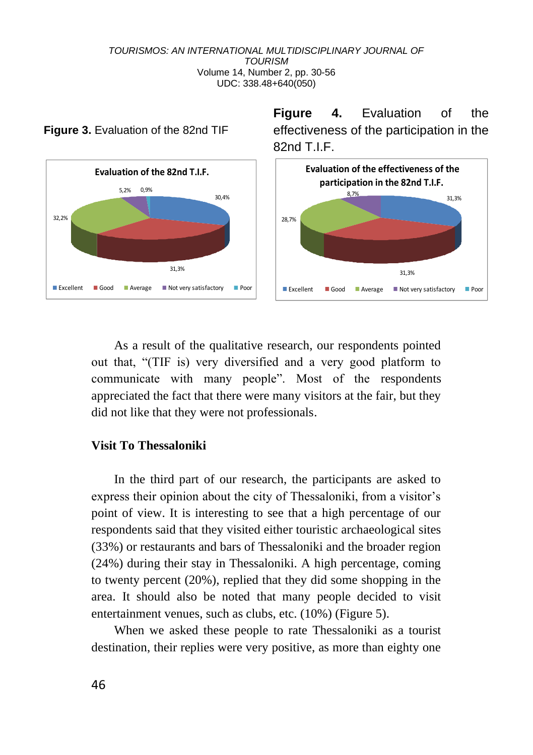**Figure 3.** Evaluation of the 82nd TIF

**Figure 4.** Evaluation of the effectiveness of the participation in the 82nd T.I.F.

As a result of the qualitative research, our respondents pointed out that, "(TIF is) very diversified and a very good platform to communicate with many people". Most of the respondents appreciated the fact that there were many visitors at the fair, but they did not like that they were not professionals.

### Visit To Thessaloniki

In the third part of our research, the participants are asked to express their opinion about the city of Thessaloniki, from a visitor's point of view. It is interesting to see that a high percentage of our respondents said that they visited either touristic archaeological sites (33%) or restaurants and bars of Thessaloniki and the broader region (24%) during their stay in Thessaloniki. A high percentage, coming to twenty percent (20%), replied that they did some shopping in the area. It should also be noted that many people decided to visit entertainment venues, such as clubs, etc. (10%) (Figure 5).

When we asked these people to rate Thessaloniki as a tourist destination, their replies were very positive, as more than eighty one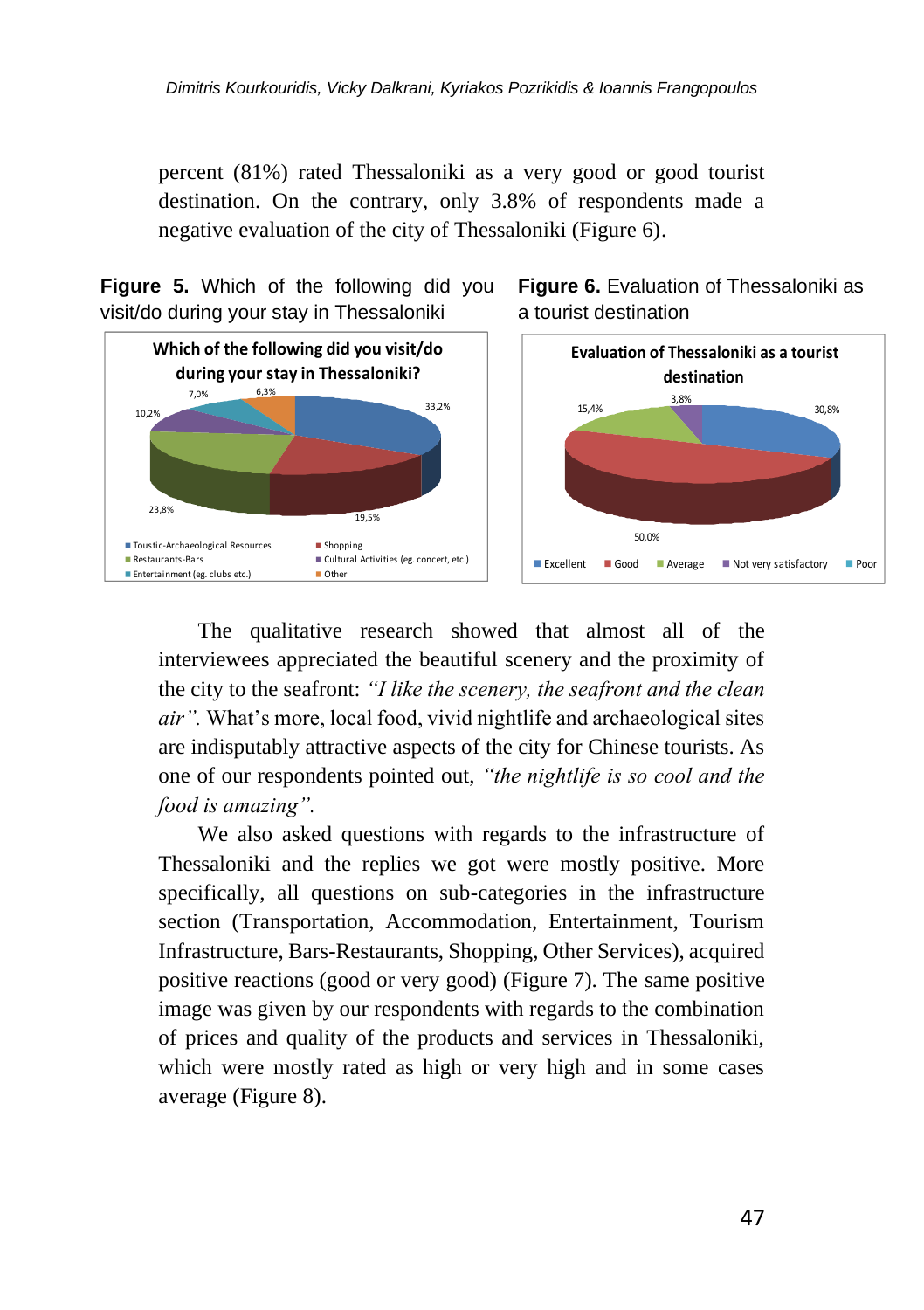percent (81%) rated Thessaloniki as a very good or good tourist destination. On the contrary, only 3.8% of respondents made a negative evaluation of the city of Thessaloniki (Figure 6).

**Figure 5.** Which of the following did you visit/do during your stay in Thessaloniki

**Figure 6.** Evaluation of Thessaloniki as a tourist destination

The qualitative research showed that almost all of the interviewees appreciated the beautiful scenery and the proximity of the city to the seafront: *"I like the scenery, the seafront and the clean air".* What's more, local food, vivid nightlife and archaeological sites are indisputably attractive aspects of the city for Chinese tourists. As one of our respondents pointed out, *"the nightlife is so cool and the food is amazing".*

We also asked questions with regards to the infrastructure of Thessaloniki and the replies we got were mostly positive. More specifically, all questions on sub-categories in the infrastructure section (Transportation, Accommodation, Entertainment, Tourism Infrastructure, Bars-Restaurants, Shopping, Other Services), acquired positive reactions (good or very good) (Figure 7). The same positive image was given by our respondents with regards to the combination of prices and quality of the products and services in Thessaloniki, which were mostly rated as high or very high and in some cases average (Figure 8).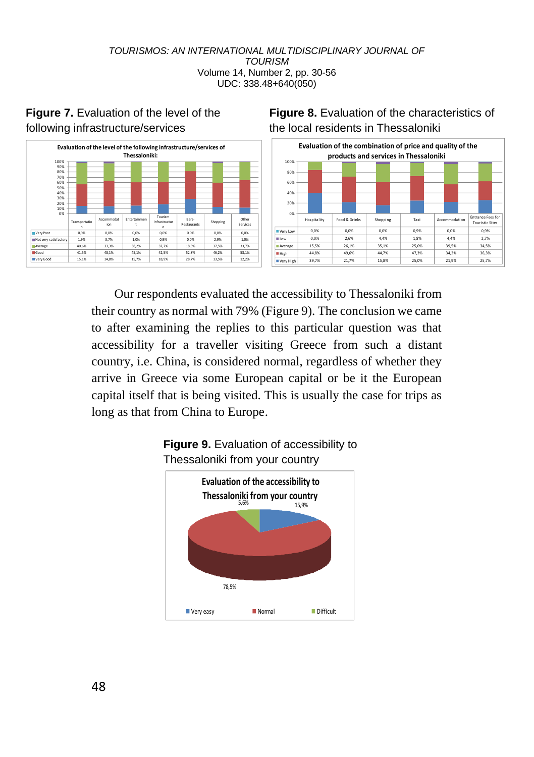**Figure 7.** Evaluation of the level of the following infrastructure/services

Evaluation of the level of the following infrastructure/services of Thessaloniki:

| | Transportation | Accommodation | Entertainment | Tourism Infrastructure | Bars-Restaurants | Shopping | Other Services |
|---|---|---|---|---|---|---|---|
| Very Poor | 0,9% | 0,0% | 0,0% | 0,0% | 0,0% | 0,0% | 0,0% |
| Not very satisfactory | 1,9% | 3,7% | 1,0% | 0,9% | 0,0% | 2,9% | 1,0% |
| Average | 40,6% | 33,3% | 38,2% | 37,7% | 18,5% | 37,5% | 33,7% |
| Good | 41,5% | 48,1% | 45,1% | 42,5% | 52,8% | 46,2% | 53,1% |
| Very Good | 15,1% | 14,8% | 15,7% | 18,9% | 28,7% | 13,5% | 12,2% |

**Figure 8.** Evaluation of the characteristics of the local residents in Thessaloniki

Evaluation of the combination of price and quality of the products and services in Thessaloniki

| | Hospitality | Food & Drinks | Shopping | Taxi | Accommodation | Entrance Fees for Touristic Sites |
|---|---|---|---|---|---|---|
| Very Low | 0,0% | 0,0% | 0,0% | 0,9% | 0,0% | 0,9% |
| Low | 0,0% | 2,6% | 4,4% | 1,8% | 4,4% | 2,7% |
| Average | 15,5% | 26,1% | 35,1% | 25,0% | 39,5% | 34,5% |
| High | 44,8% | 49,6% | 44,7% | 47,3% | 34,2% | 36,3% |
| Very High | 39,7% | 21,7% | 15,8% | 25,0% | 21,9% | 25,7% |

Our respondents evaluated the accessibility to Thessaloniki from their country as normal with 79% (Figure 9). The conclusion we came to after examining the replies to this particular question was that accessibility for a traveller visiting Greece from such a distant country, i.e. China, is considered normal, regardless of whether they arrive in Greece via some European capital or be it the European capital itself that is being visited. This is usually the case for trips as long as that from China to Europe.

**Figure 9.** Evaluation of accessibility to Thessaloniki from your country

Evaluation of the accessibility to Thessaloniki from your country

| Very easy | Normal | Difficult |
|---|---|---|
| 15,9% | 78,5% | 5,6% |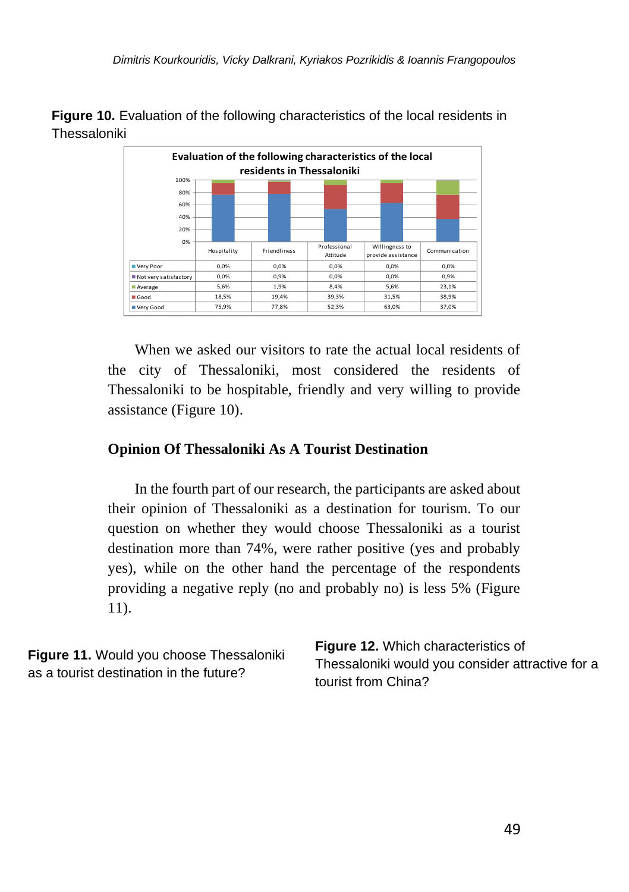**Figure 10.** Evaluation of the following characteristics of the local residents in Thessaloniki

Evaluation of the following characteristics of the local residents in Thessaloniki

| | Hospitality | Friendliness | Professional Attitude | Willingness to provide assistance | Communication |
|---|---|---|---|---|---|
| Very Poor | 0,0% | 0,0% | 0,0% | 0,0% | 0,0% |
| Not very satisfactory | 0,0% | 0,9% | 0,0% | 0,0% | 0,9% |
| Average | 5,6% | 1,9% | 8,4% | 5,6% | 23,1% |
| Good | 18,5% | 19,4% | 39,3% | 31,5% | 38,9% |
| Very Good | 75,9% | 77,8% | 52,3% | 63,0% | 37,0% |

When we asked our visitors to rate the actual local residents of the city of Thessaloniki, most considered the residents of Thessaloniki to be hospitable, friendly and very willing to provide assistance (Figure 10).

### Opinion Of Thessaloniki As A Tourist Destination

In the fourth part of our research, the participants are asked about their opinion of Thessaloniki as a destination for tourism. To our question on whether they would choose Thessaloniki as a tourist destination more than 74%, were rather positive (yes and probably yes), while on the other hand the percentage of the respondents providing a negative reply (no and probably no) is less 5% (Figure 11).

**Figure 11.** Would you choose Thessaloniki as a tourist destination in the future?

**Figure 12.** Which characteristics of Thessaloniki would you consider attractive for a tourist from China?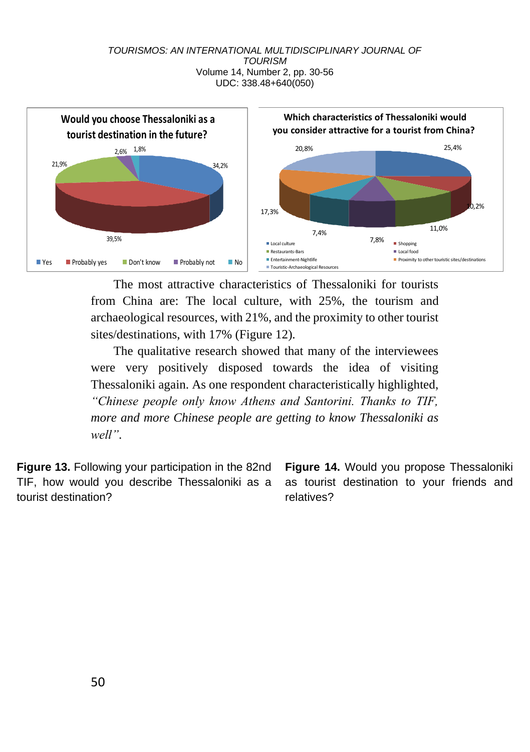The most attractive characteristics of Thessaloniki for tourists from China are: The local culture, with 25%, the tourism and archaeological resources, with 21%, and the proximity to other tourist sites/destinations, with 17% (Figure 12).

The qualitative research showed that many of the interviewees were very positively disposed towards the idea of visiting Thessaloniki again. As one respondent characteristically highlighted, *"Chinese people only know Athens and Santorini. Thanks to TIF, more and more Chinese people are getting to know Thessaloniki as well"*.

**Figure 13.** Following your participation in the 82nd TIF, how would you describe Thessaloniki as a tourist destination?

**Figure 14.** Would you propose Thessaloniki as tourist destination to your friends and relatives?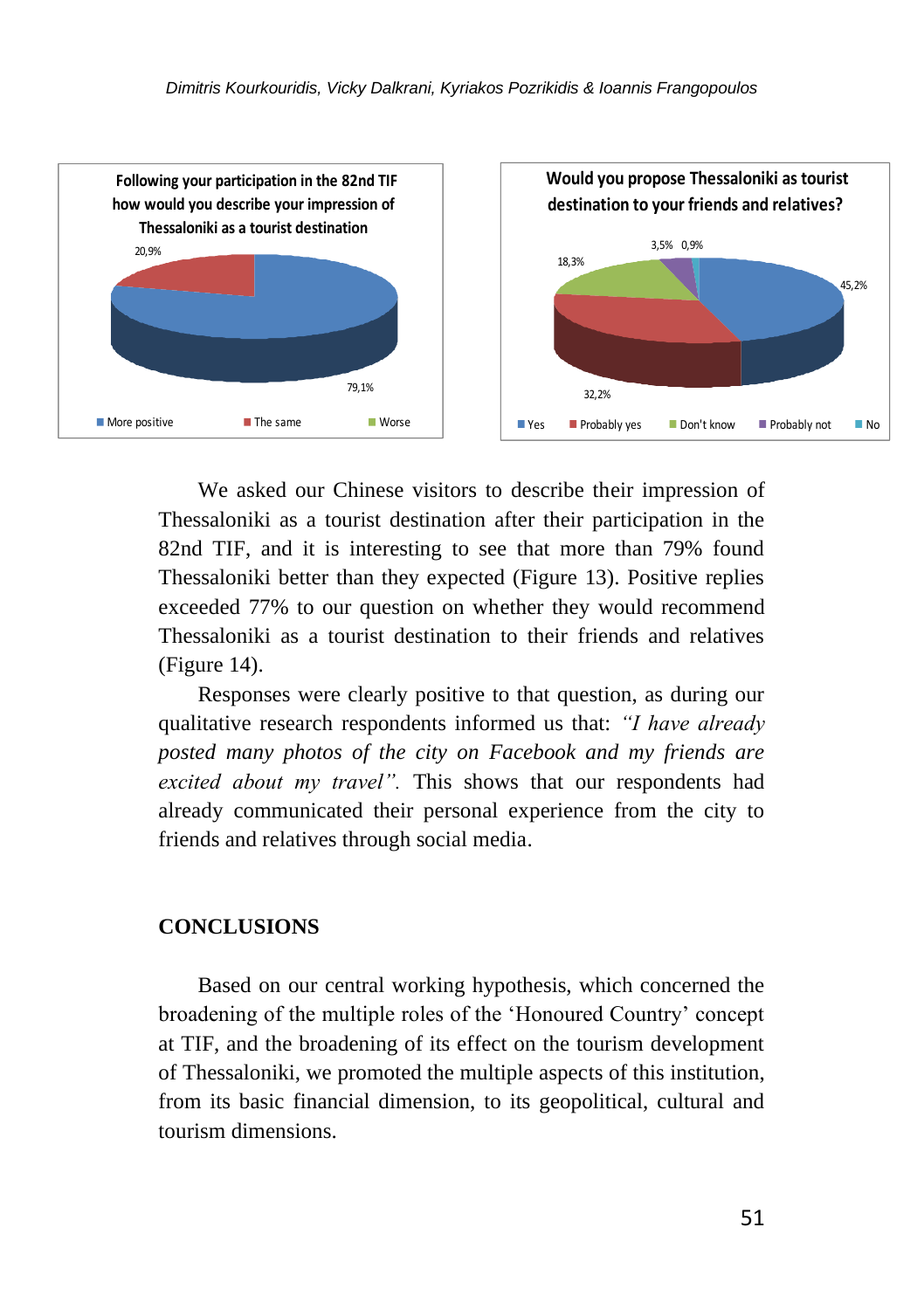**Following your participation in the 82nd TIF how would you describe your impression of Thessaloniki as a tourist destination**

| More positive | The same | Worse |
|---|---|---|
| 79,1% | 20,9% | |

**Would you propose Thessaloniki as tourist destination to your friends and relatives?**

| Yes | Probably yes | Don't know | Probably not | No |
|---|---|---|---|---|
| 45,2% | 32,2% | 18,3% | 3,5% | 0,9% |

We asked our Chinese visitors to describe their impression of Thessaloniki as a tourist destination after their participation in the 82nd TIF, and it is interesting to see that more than 79% found Thessaloniki better than they expected (Figure 13). Positive replies exceeded 77% to our question on whether they would recommend Thessaloniki as a tourist destination to their friends and relatives (Figure 14).

Responses were clearly positive to that question, as during our qualitative research respondents informed us that: *"I have already posted many photos of the city on Facebook and my friends are excited about my travel".* This shows that our respondents had already communicated their personal experience from the city to friends and relatives through social media.

## CONCLUSIONS

Based on our central working hypothesis, which concerned the broadening of the multiple roles of the 'Honoured Country' concept at TIF, and the broadening of its effect on the tourism development of Thessaloniki, we promoted the multiple aspects of this institution, from its basic financial dimension, to its geopolitical, cultural and tourism dimensions.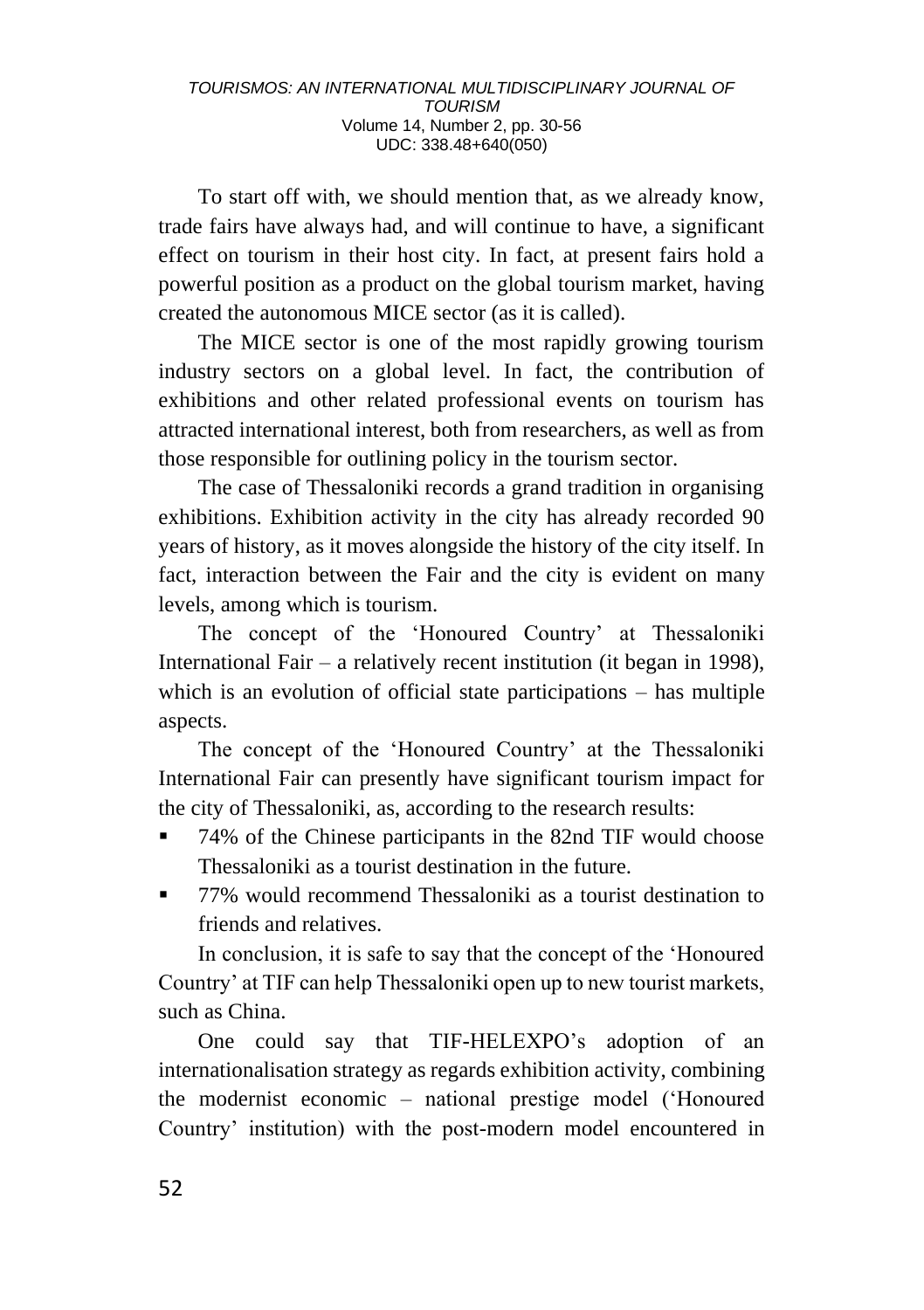To start off with, we should mention that, as we already know, trade fairs have always had, and will continue to have, a significant effect on tourism in their host city. In fact, at present fairs hold a powerful position as a product on the global tourism market, having created the autonomous MICE sector (as it is called).

The MICE sector is one of the most rapidly growing tourism industry sectors on a global level. In fact, the contribution of exhibitions and other related professional events on tourism has attracted international interest, both from researchers, as well as from those responsible for outlining policy in the tourism sector.

The case of Thessaloniki records a grand tradition in organising exhibitions. Exhibition activity in the city has already recorded 90 years of history, as it moves alongside the history of the city itself. In fact, interaction between the Fair and the city is evident on many levels, among which is tourism.

The concept of the 'Honoured Country' at Thessaloniki International Fair – a relatively recent institution (it began in 1998), which is an evolution of official state participations – has multiple aspects.

The concept of the 'Honoured Country' at the Thessaloniki International Fair can presently have significant tourism impact for the city of Thessaloniki, as, according to the research results:

- 74% of the Chinese participants in the 82nd TIF would choose Thessaloniki as a tourist destination in the future.
- 77% would recommend Thessaloniki as a tourist destination to friends and relatives.

In conclusion, it is safe to say that the concept of the 'Honoured Country' at TIF can help Thessaloniki open up to new tourist markets, such as China.

One could say that TIF-HELEXPO's adoption of an internationalisation strategy as regards exhibition activity, combining the modernist economic – national prestige model ('Honoured Country' institution) with the post-modern model encountered in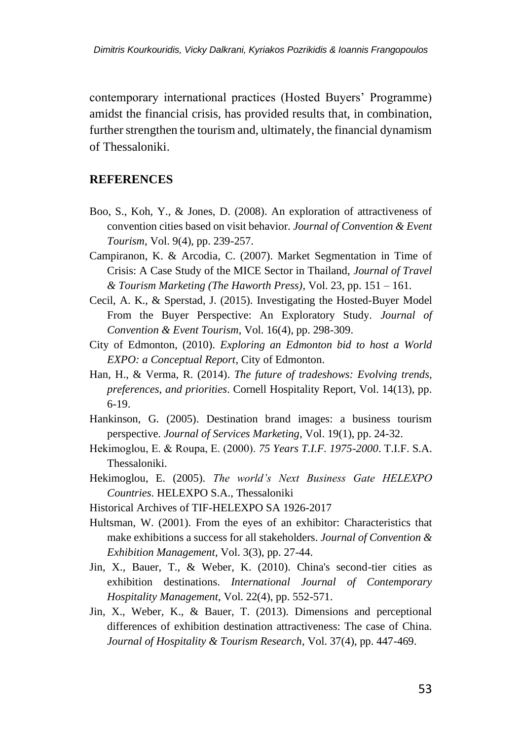contemporary international practices (Hosted Buyers' Programme) amidst the financial crisis, has provided results that, in combination, further strengthen the tourism and, ultimately, the financial dynamism of Thessaloniki.

## REFERENCES

Boo, S., Koh, Y., & Jones, D. (2008). An exploration of attractiveness of convention cities based on visit behavior. *Journal of Convention & Event Tourism*, Vol. 9(4), pp. 239-257.

Campiranon, K. & Arcodia, C. (2007). Market Segmentation in Time of Crisis: A Case Study of the MICE Sector in Thailand, *Journal of Travel & Tourism Marketing (The Haworth Press)*, Vol. 23, pp. 151 – 161.

Cecil, A. K., & Sperstad, J. (2015). Investigating the Hosted-Buyer Model From the Buyer Perspective: An Exploratory Study. *Journal of Convention & Event Tourism*, Vol. 16(4), pp. 298-309.

City of Edmonton, (2010). *Exploring an Edmonton bid to host a World EXPO: a Conceptual Report*, City of Edmonton.

Han, H., & Verma, R. (2014). *The future of tradeshows: Evolving trends, preferences, and priorities*. Cornell Hospitality Report, Vol. 14(13), pp. 6-19.

Hankinson, G. (2005). Destination brand images: a business tourism perspective. *Journal of Services Marketing*, Vol. 19(1), pp. 24-32.

Hekimoglou, E. & Roupa, E. (2000). *75 Years T.I.F. 1975-2000*. T.I.F. S.A. Thessaloniki.

Hekimoglou, E. (2005). *The world's Next Business Gate HELEXPO Countries*. HELEXPO S.A., Thessaloniki

Historical Archives of TIF-HELEXPO SA 1926-2017

Hultsman, W. (2001). From the eyes of an exhibitor: Characteristics that make exhibitions a success for all stakeholders. *Journal of Convention & Exhibition Management*, Vol. 3(3), pp. 27-44.

Jin, X., Bauer, T., & Weber, K. (2010). China's second-tier cities as exhibition destinations. *International Journal of Contemporary Hospitality Management*, Vol. 22(4), pp. 552-571.

Jin, X., Weber, K., & Bauer, T. (2013). Dimensions and perceptional differences of exhibition destination attractiveness: The case of China. *Journal of Hospitality & Tourism Research*, Vol. 37(4), pp. 447-469.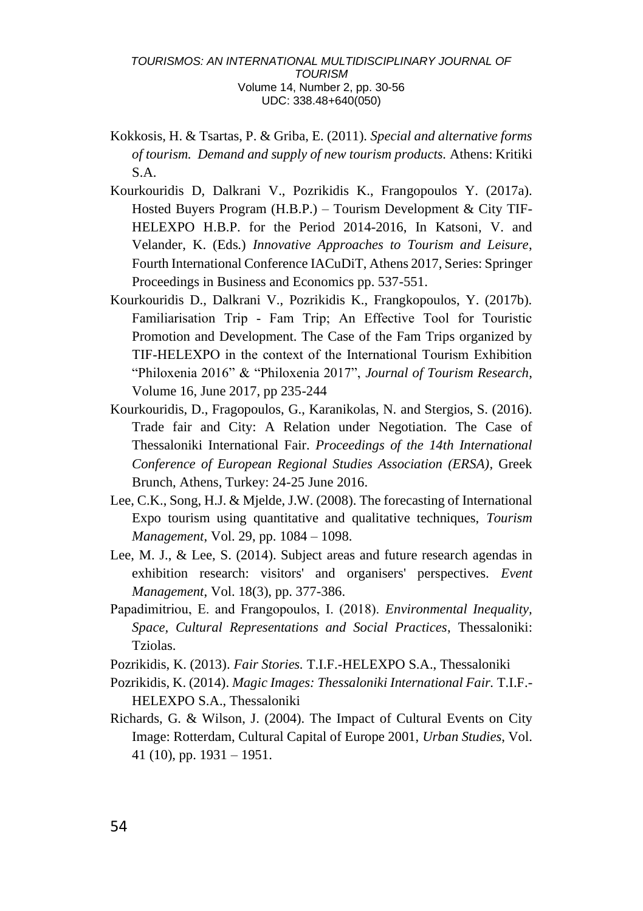Kokkosis, H. & Tsartas, P. & Griba, E. (2011). *Special and alternative forms of tourism. Demand and supply of new tourism products.* Athens: Kritiki S.A.

Kourkouridis D, Dalkrani V., Pozrikidis K., Frangopoulos Y. (2017a). Hosted Buyers Program (H.B.P.) – Tourism Development & City TIF-HELEXPO H.B.P. for the Period 2014-2016, In Katsoni, V. and Velander, K. (Eds.) *Innovative Approaches to Tourism and Leisure*, Fourth International Conference IACuDiT, Athens 2017, Series: Springer Proceedings in Business and Economics pp. 537-551.

Kourkouridis D., Dalkrani V., Pozrikidis K., Frangkopoulos, Y. (2017b). Familiarisation Trip - Fam Trip; An Effective Tool for Touristic Promotion and Development. The Case of the Fam Trips organized by TIF-HELEXPO in the context of the International Tourism Exhibition "Philoxenia 2016" & "Philoxenia 2017", *Journal of Tourism Research*, Volume 16, June 2017, pp 235-244

Kourkouridis, D., Fragopoulos, G., Karanikolas, N. and Stergios, S. (2016). Trade fair and City: A Relation under Negotiation. The Case of Thessaloniki International Fair. *Proceedings of the 14th International Conference of European Regional Studies Association (ERSA)*, Greek Brunch, Athens, Turkey: 24-25 June 2016.

Lee, C.K., Song, H.J. & Mjelde, J.W. (2008). The forecasting of International Expo tourism using quantitative and qualitative techniques, *Tourism Management*, Vol. 29, pp. 1084 – 1098.

Lee, M. J., & Lee, S. (2014). Subject areas and future research agendas in exhibition research: visitors' and organisers' perspectives. *Event Management*, Vol. 18(3), pp. 377-386.

Papadimitriou, E. and Frangopoulos, I. (2018). *Environmental Inequality, Space, Cultural Representations and Social Practices*, Thessaloniki: Tziolas.

Pozrikidis, K. (2013). *Fair Stories.* T.I.F.-HELEXPO S.A., Thessaloniki

Pozrikidis, K. (2014). *Magic Images: Thessaloniki International Fair.* T.I.F.-HELEXPO S.A., Thessaloniki

Richards, G. & Wilson, J. (2004). The Impact of Cultural Events on City Image: Rotterdam, Cultural Capital of Europe 2001, *Urban Studies*, Vol. 41 (10), pp. 1931 – 1951.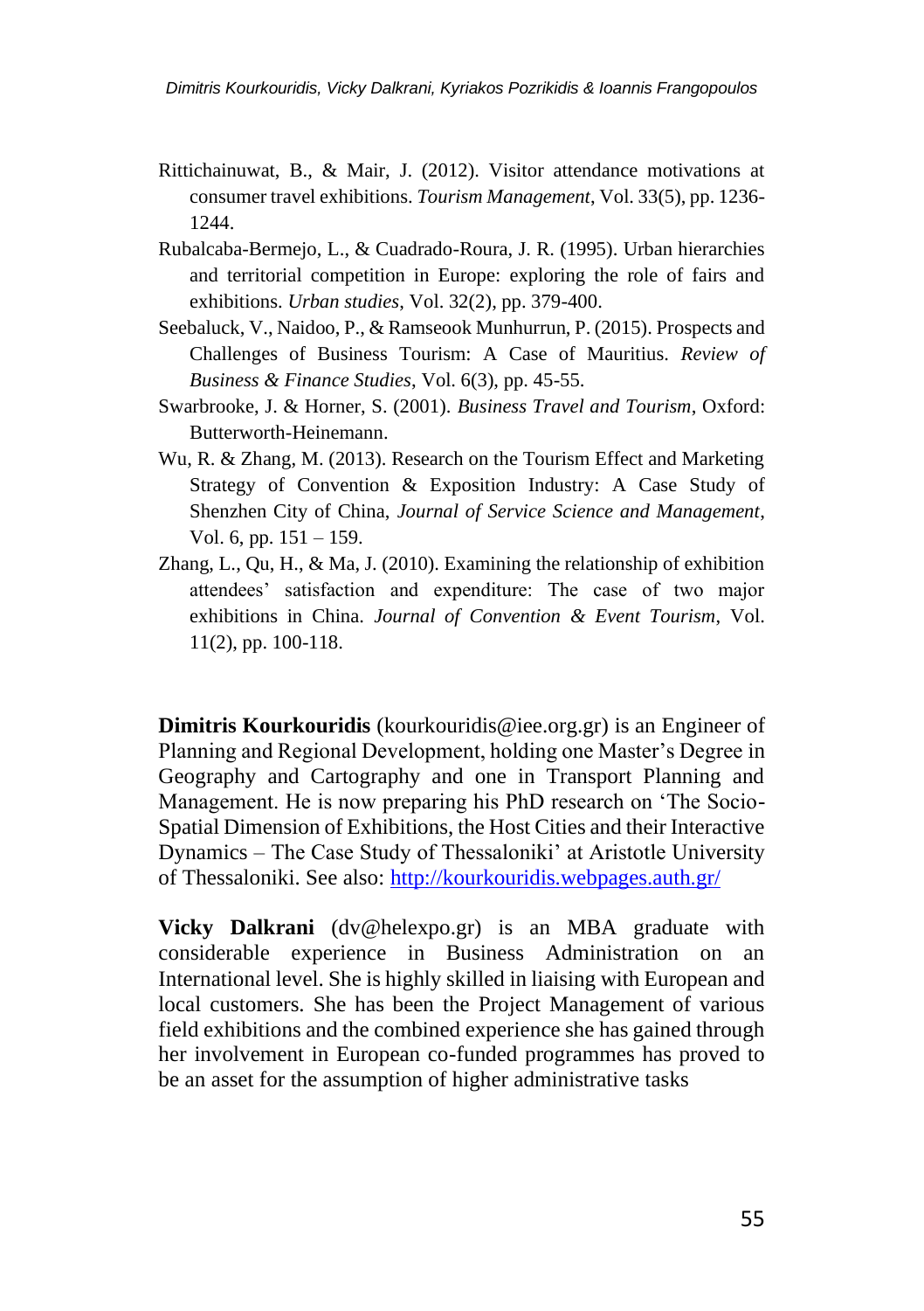Rittichainuwat, B., & Mair, J. (2012). Visitor attendance motivations at consumer travel exhibitions. *Tourism Management*, Vol. 33(5), pp. 1236-1244.

Rubalcaba-Bermejo, L., & Cuadrado-Roura, J. R. (1995). Urban hierarchies and territorial competition in Europe: exploring the role of fairs and exhibitions. *Urban studies*, Vol. 32(2), pp. 379-400.

Seebaluck, V., Naidoo, P., & Ramseook Munhurrun, P. (2015). Prospects and Challenges of Business Tourism: A Case of Mauritius. *Review of Business & Finance Studies*, Vol. 6(3), pp. 45-55.

Swarbrooke, J. & Horner, S. (2001). *Business Travel and Tourism*, Oxford: Butterworth-Heinemann.

Wu, R. & Zhang, M. (2013). Research on the Tourism Effect and Marketing Strategy of Convention & Exposition Industry: A Case Study of Shenzhen City of China, *Journal of Service Science and Management*, Vol. 6, pp. 151 – 159.

Zhang, L., Qu, H., & Ma, J. (2010). Examining the relationship of exhibition attendees' satisfaction and expenditure: The case of two major exhibitions in China. *Journal of Convention & Event Tourism*, Vol. 11(2), pp. 100-118.

**Dimitris Kourkouridis** (kourkouridis@iee.org.gr) is an Engineer of Planning and Regional Development, holding one Master's Degree in Geography and Cartography and one in Transport Planning and Management. He is now preparing his PhD research on 'The Socio-Spatial Dimension of Exhibitions, the Host Cities and their Interactive Dynamics – The Case Study of Thessaloniki' at Aristotle University of Thessaloniki. See also: [http://kourkouridis.webpages.auth.gr/](http://kourkouridis.webpages.auth.gr/)

**Vicky Dalkrani** (dv@helexpo.gr) is an MBA graduate with considerable experience in Business Administration on an International level. She is highly skilled in liaising with European and local customers. She has been the Project Management of various field exhibitions and the combined experience she has gained through her involvement in European co-funded programmes has proved to be an asset for the assumption of higher administrative tasks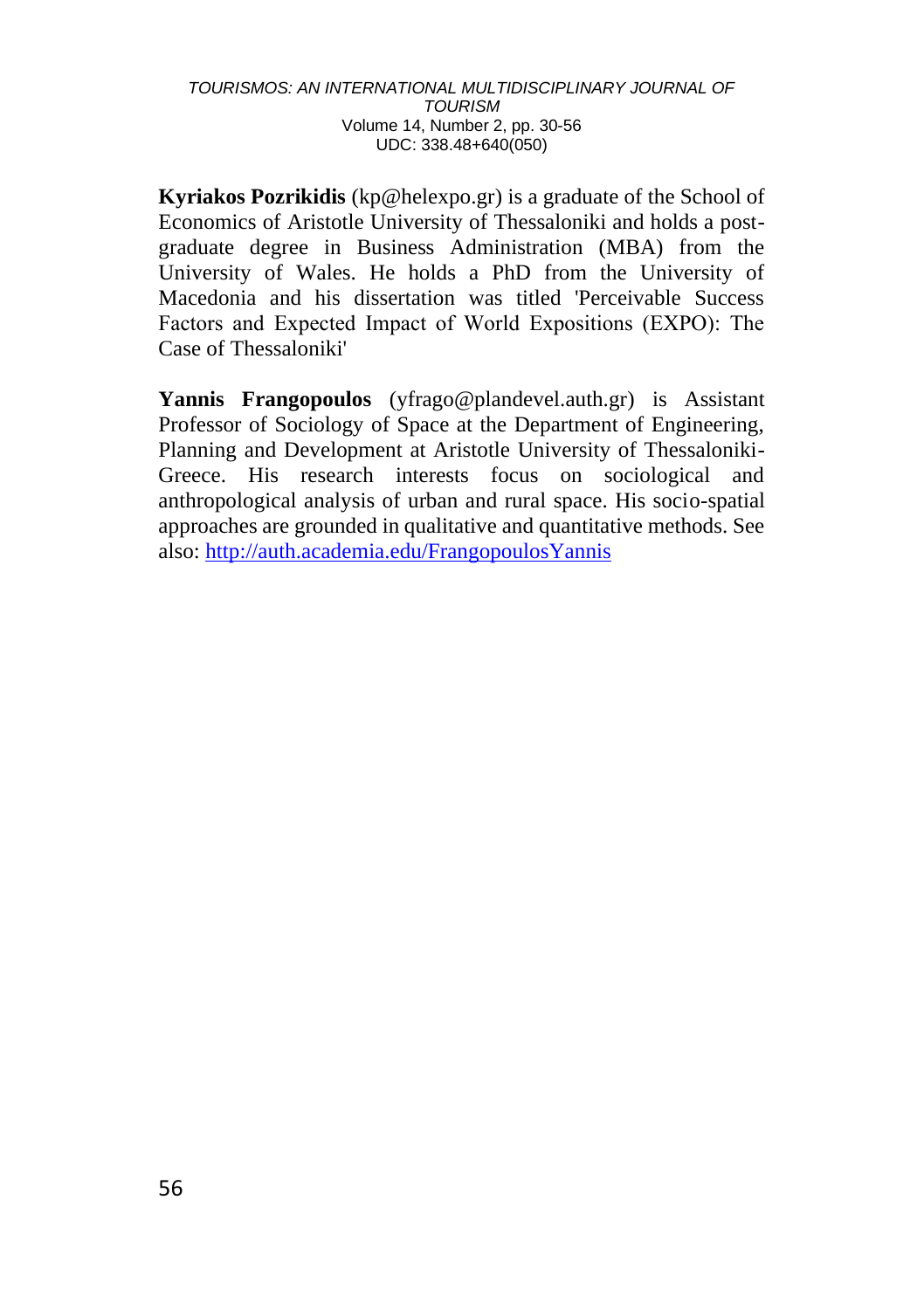**Kyriakos Pozrikidis** (kp@helexpo.gr) is a graduate of the School of Economics of Aristotle University of Thessaloniki and holds a post-graduate degree in Business Administration (MBA) from the University of Wales. He holds a PhD from the University of Macedonia and his dissertation was titled 'Perceivable Success Factors and Expected Impact of World Expositions (EXPO): The Case of Thessaloniki'

**Yannis Frangopoulos** (yfrago@plandevel.auth.gr) is Assistant Professor of Sociology of Space at the Department of Engineering, Planning and Development at Aristotle University of Thessaloniki-Greece. His research interests focus on sociological and anthropological analysis of urban and rural space. His socio-spatial approaches are grounded in qualitative and quantitative methods. See also: http://auth.academia.edu/FrangopoulosYannis